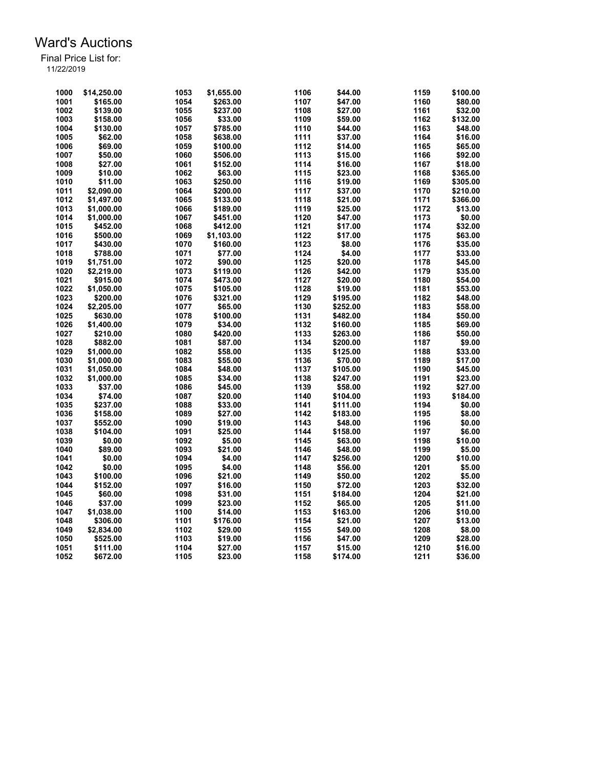# Ward's Auctions

Final Price List for:

11/22/2019

| Lot | Price | Lot | Price | Lot | Price | Lot | Price |
|---|---|---|---|---|---|---|---|
| 1000 | $14,250.00 | 1053 | $1,655.00 | 1106 | $44.00 | 1159 | $100.00 |
| 1001 | $165.00 | 1054 | $263.00 | 1107 | $47.00 | 1160 | $80.00 |
| 1002 | $139.00 | 1055 | $237.00 | 1108 | $27.00 | 1161 | $32.00 |
| 1003 | $158.00 | 1056 | $33.00 | 1109 | $59.00 | 1162 | $132.00 |
| 1004 | $130.00 | 1057 | $785.00 | 1110 | $44.00 | 1163 | $48.00 |
| 1005 | $62.00 | 1058 | $638.00 | 1111 | $37.00 | 1164 | $16.00 |
| 1006 | $69.00 | 1059 | $100.00 | 1112 | $14.00 | 1165 | $65.00 |
| 1007 | $50.00 | 1060 | $506.00 | 1113 | $15.00 | 1166 | $92.00 |
| 1008 | $27.00 | 1061 | $152.00 | 1114 | $16.00 | 1167 | $18.00 |
| 1009 | $10.00 | 1062 | $63.00 | 1115 | $23.00 | 1168 | $365.00 |
| 1010 | $11.00 | 1063 | $250.00 | 1116 | $19.00 | 1169 | $305.00 |
| 1011 | $2,090.00 | 1064 | $200.00 | 1117 | $37.00 | 1170 | $210.00 |
| 1012 | $1,497.00 | 1065 | $133.00 | 1118 | $21.00 | 1171 | $366.00 |
| 1013 | $1,000.00 | 1066 | $189.00 | 1119 | $25.00 | 1172 | $13.00 |
| 1014 | $1,000.00 | 1067 | $451.00 | 1120 | $47.00 | 1173 | $0.00 |
| 1015 | $452.00 | 1068 | $412.00 | 1121 | $17.00 | 1174 | $32.00 |
| 1016 | $500.00 | 1069 | $1,103.00 | 1122 | $17.00 | 1175 | $63.00 |
| 1017 | $430.00 | 1070 | $160.00 | 1123 | $8.00 | 1176 | $35.00 |
| 1018 | $788.00 | 1071 | $77.00 | 1124 | $4.00 | 1177 | $33.00 |
| 1019 | $1,751.00 | 1072 | $90.00 | 1125 | $20.00 | 1178 | $45.00 |
| 1020 | $2,219.00 | 1073 | $119.00 | 1126 | $42.00 | 1179 | $35.00 |
| 1021 | $915.00 | 1074 | $473.00 | 1127 | $20.00 | 1180 | $54.00 |
| 1022 | $1,050.00 | 1075 | $105.00 | 1128 | $19.00 | 1181 | $53.00 |
| 1023 | $200.00 | 1076 | $321.00 | 1129 | $195.00 | 1182 | $48.00 |
| 1024 | $2,205.00 | 1077 | $65.00 | 1130 | $252.00 | 1183 | $58.00 |
| 1025 | $630.00 | 1078 | $100.00 | 1131 | $482.00 | 1184 | $50.00 |
| 1026 | $1,400.00 | 1079 | $34.00 | 1132 | $160.00 | 1185 | $69.00 |
| 1027 | $210.00 | 1080 | $420.00 | 1133 | $263.00 | 1186 | $50.00 |
| 1028 | $882.00 | 1081 | $87.00 | 1134 | $200.00 | 1187 | $9.00 |
| 1029 | $1,000.00 | 1082 | $58.00 | 1135 | $125.00 | 1188 | $33.00 |
| 1030 | $1,000.00 | 1083 | $55.00 | 1136 | $70.00 | 1189 | $17.00 |
| 1031 | $1,050.00 | 1084 | $48.00 | 1137 | $105.00 | 1190 | $45.00 |
| 1032 | $1,000.00 | 1085 | $34.00 | 1138 | $247.00 | 1191 | $23.00 |
| 1033 | $37.00 | 1086 | $45.00 | 1139 | $58.00 | 1192 | $27.00 |
| 1034 | $74.00 | 1087 | $20.00 | 1140 | $104.00 | 1193 | $184.00 |
| 1035 | $237.00 | 1088 | $33.00 | 1141 | $111.00 | 1194 | $0.00 |
| 1036 | $158.00 | 1089 | $27.00 | 1142 | $183.00 | 1195 | $8.00 |
| 1037 | $552.00 | 1090 | $19.00 | 1143 | $48.00 | 1196 | $0.00 |
| 1038 | $104.00 | 1091 | $25.00 | 1144 | $158.00 | 1197 | $6.00 |
| 1039 | $0.00 | 1092 | $5.00 | 1145 | $63.00 | 1198 | $10.00 |
| 1040 | $89.00 | 1093 | $21.00 | 1146 | $48.00 | 1199 | $5.00 |
| 1041 | $0.00 | 1094 | $4.00 | 1147 | $256.00 | 1200 | $10.00 |
| 1042 | $0.00 | 1095 | $4.00 | 1148 | $56.00 | 1201 | $5.00 |
| 1043 | $100.00 | 1096 | $21.00 | 1149 | $50.00 | 1202 | $5.00 |
| 1044 | $152.00 | 1097 | $16.00 | 1150 | $72.00 | 1203 | $32.00 |
| 1045 | $60.00 | 1098 | $31.00 | 1151 | $184.00 | 1204 | $21.00 |
| 1046 | $37.00 | 1099 | $23.00 | 1152 | $65.00 | 1205 | $11.00 |
| 1047 | $1,038.00 | 1100 | $14.00 | 1153 | $163.00 | 1206 | $10.00 |
| 1048 | $306.00 | 1101 | $176.00 | 1154 | $21.00 | 1207 | $13.00 |
| 1049 | $2,834.00 | 1102 | $29.00 | 1155 | $49.00 | 1208 | $8.00 |
| 1050 | $525.00 | 1103 | $19.00 | 1156 | $47.00 | 1209 | $28.00 |
| 1051 | $111.00 | 1104 | $27.00 | 1157 | $15.00 | 1210 | $16.00 |
| 1052 | $672.00 | 1105 | $23.00 | 1158 | $174.00 | 1211 | $36.00 |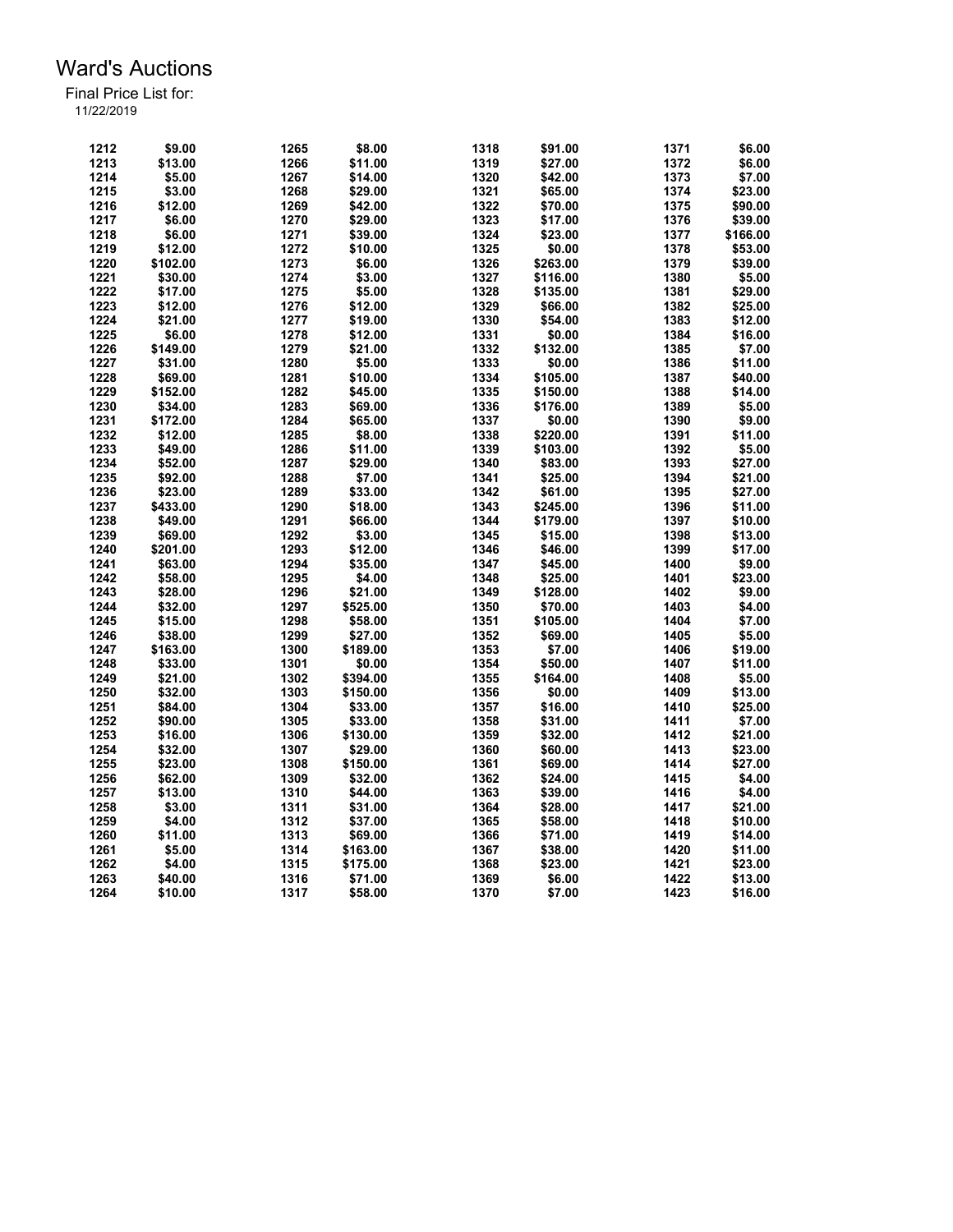# Ward's Auctions

Final Price List for:
11/22/2019

| Lot | Price | Lot | Price | Lot | Price | Lot | Price |
|---|---|---|---|---|---|---|---|
| 1212 | $9.00 | 1265 | $8.00 | 1318 | $91.00 | 1371 | $6.00 |
| 1213 | $13.00 | 1266 | $11.00 | 1319 | $27.00 | 1372 | $6.00 |
| 1214 | $5.00 | 1267 | $14.00 | 1320 | $42.00 | 1373 | $7.00 |
| 1215 | $3.00 | 1268 | $29.00 | 1321 | $65.00 | 1374 | $23.00 |
| 1216 | $12.00 | 1269 | $42.00 | 1322 | $70.00 | 1375 | $90.00 |
| 1217 | $6.00 | 1270 | $29.00 | 1323 | $17.00 | 1376 | $39.00 |
| 1218 | $6.00 | 1271 | $39.00 | 1324 | $23.00 | 1377 | $166.00 |
| 1219 | $12.00 | 1272 | $10.00 | 1325 | $0.00 | 1378 | $53.00 |
| 1220 | $102.00 | 1273 | $6.00 | 1326 | $263.00 | 1379 | $39.00 |
| 1221 | $30.00 | 1274 | $3.00 | 1327 | $116.00 | 1380 | $5.00 |
| 1222 | $17.00 | 1275 | $5.00 | 1328 | $135.00 | 1381 | $29.00 |
| 1223 | $12.00 | 1276 | $12.00 | 1329 | $66.00 | 1382 | $25.00 |
| 1224 | $21.00 | 1277 | $19.00 | 1330 | $54.00 | 1383 | $12.00 |
| 1225 | $6.00 | 1278 | $12.00 | 1331 | $0.00 | 1384 | $16.00 |
| 1226 | $149.00 | 1279 | $21.00 | 1332 | $132.00 | 1385 | $7.00 |
| 1227 | $31.00 | 1280 | $5.00 | 1333 | $0.00 | 1386 | $11.00 |
| 1228 | $69.00 | 1281 | $10.00 | 1334 | $105.00 | 1387 | $40.00 |
| 1229 | $152.00 | 1282 | $45.00 | 1335 | $150.00 | 1388 | $14.00 |
| 1230 | $34.00 | 1283 | $69.00 | 1336 | $176.00 | 1389 | $5.00 |
| 1231 | $172.00 | 1284 | $65.00 | 1337 | $0.00 | 1390 | $9.00 |
| 1232 | $12.00 | 1285 | $8.00 | 1338 | $220.00 | 1391 | $11.00 |
| 1233 | $49.00 | 1286 | $11.00 | 1339 | $103.00 | 1392 | $5.00 |
| 1234 | $52.00 | 1287 | $29.00 | 1340 | $83.00 | 1393 | $27.00 |
| 1235 | $92.00 | 1288 | $7.00 | 1341 | $25.00 | 1394 | $21.00 |
| 1236 | $23.00 | 1289 | $33.00 | 1342 | $61.00 | 1395 | $27.00 |
| 1237 | $433.00 | 1290 | $18.00 | 1343 | $245.00 | 1396 | $11.00 |
| 1238 | $49.00 | 1291 | $66.00 | 1344 | $179.00 | 1397 | $10.00 |
| 1239 | $69.00 | 1292 | $3.00 | 1345 | $15.00 | 1398 | $13.00 |
| 1240 | $201.00 | 1293 | $12.00 | 1346 | $46.00 | 1399 | $17.00 |
| 1241 | $63.00 | 1294 | $35.00 | 1347 | $45.00 | 1400 | $9.00 |
| 1242 | $58.00 | 1295 | $4.00 | 1348 | $25.00 | 1401 | $23.00 |
| 1243 | $28.00 | 1296 | $21.00 | 1349 | $128.00 | 1402 | $9.00 |
| 1244 | $32.00 | 1297 | $525.00 | 1350 | $70.00 | 1403 | $4.00 |
| 1245 | $15.00 | 1298 | $58.00 | 1351 | $105.00 | 1404 | $7.00 |
| 1246 | $38.00 | 1299 | $27.00 | 1352 | $69.00 | 1405 | $5.00 |
| 1247 | $163.00 | 1300 | $189.00 | 1353 | $7.00 | 1406 | $19.00 |
| 1248 | $33.00 | 1301 | $0.00 | 1354 | $50.00 | 1407 | $11.00 |
| 1249 | $21.00 | 1302 | $394.00 | 1355 | $164.00 | 1408 | $5.00 |
| 1250 | $32.00 | 1303 | $150.00 | 1356 | $0.00 | 1409 | $13.00 |
| 1251 | $84.00 | 1304 | $33.00 | 1357 | $16.00 | 1410 | $25.00 |
| 1252 | $90.00 | 1305 | $33.00 | 1358 | $31.00 | 1411 | $7.00 |
| 1253 | $16.00 | 1306 | $130.00 | 1359 | $32.00 | 1412 | $21.00 |
| 1254 | $32.00 | 1307 | $29.00 | 1360 | $60.00 | 1413 | $23.00 |
| 1255 | $23.00 | 1308 | $150.00 | 1361 | $69.00 | 1414 | $27.00 |
| 1256 | $62.00 | 1309 | $32.00 | 1362 | $24.00 | 1415 | $4.00 |
| 1257 | $13.00 | 1310 | $44.00 | 1363 | $39.00 | 1416 | $4.00 |
| 1258 | $3.00 | 1311 | $31.00 | 1364 | $28.00 | 1417 | $21.00 |
| 1259 | $4.00 | 1312 | $37.00 | 1365 | $58.00 | 1418 | $10.00 |
| 1260 | $11.00 | 1313 | $69.00 | 1366 | $71.00 | 1419 | $14.00 |
| 1261 | $5.00 | 1314 | $163.00 | 1367 | $38.00 | 1420 | $11.00 |
| 1262 | $4.00 | 1315 | $175.00 | 1368 | $23.00 | 1421 | $23.00 |
| 1263 | $40.00 | 1316 | $71.00 | 1369 | $6.00 | 1422 | $13.00 |
| 1264 | $10.00 | 1317 | $58.00 | 1370 | $7.00 | 1423 | $16.00 |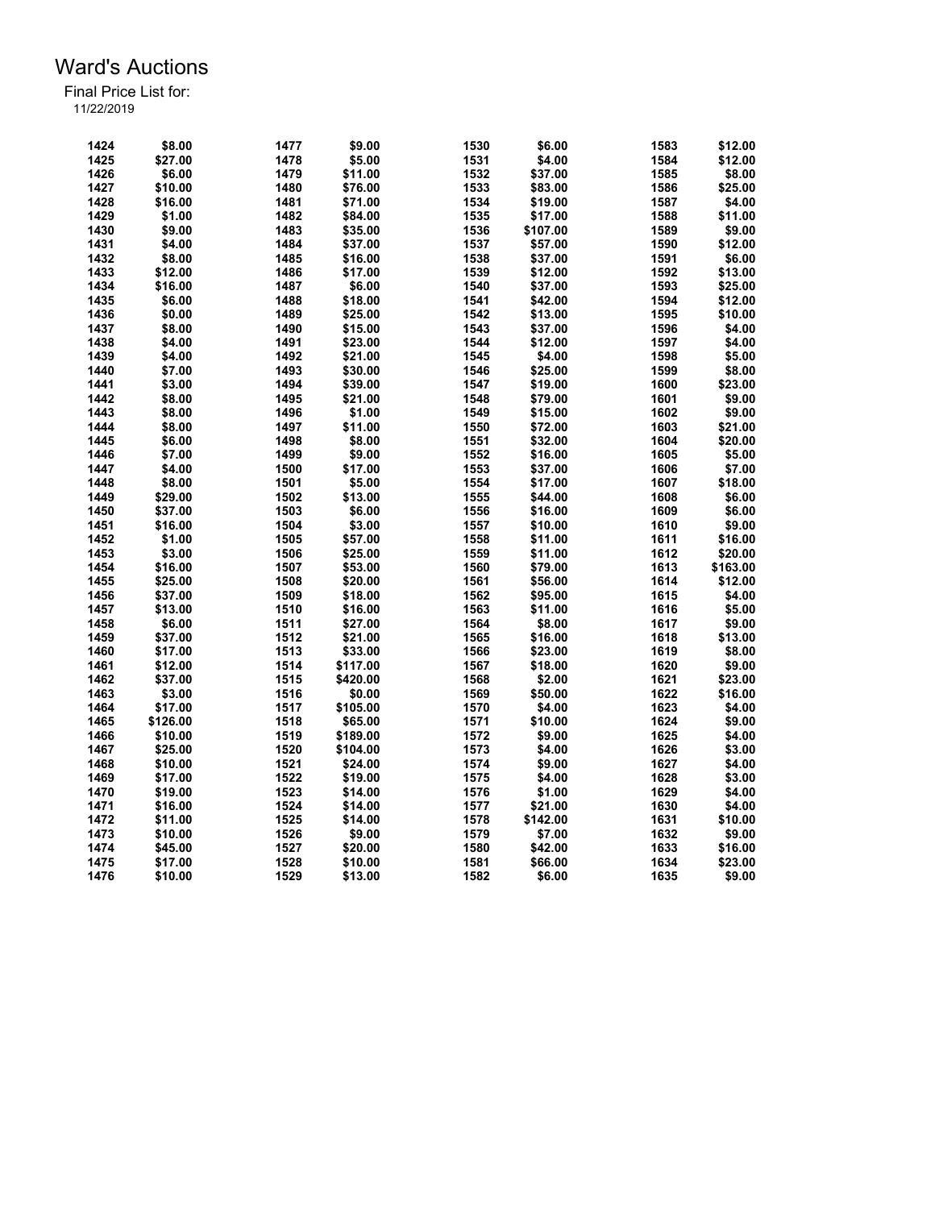# Ward's Auctions

Final Price List for:
11/22/2019

| Lot | Price | Lot | Price | Lot | Price | Lot | Price |
|---|---|---|---|---|---|---|---|
| 1424 | $8.00 | 1477 | $9.00 | 1530 | $6.00 | 1583 | $12.00 |
| 1425 | $27.00 | 1478 | $5.00 | 1531 | $4.00 | 1584 | $12.00 |
| 1426 | $6.00 | 1479 | $11.00 | 1532 | $37.00 | 1585 | $8.00 |
| 1427 | $10.00 | 1480 | $76.00 | 1533 | $83.00 | 1586 | $25.00 |
| 1428 | $16.00 | 1481 | $71.00 | 1534 | $19.00 | 1587 | $4.00 |
| 1429 | $1.00 | 1482 | $84.00 | 1535 | $17.00 | 1588 | $11.00 |
| 1430 | $9.00 | 1483 | $35.00 | 1536 | $107.00 | 1589 | $9.00 |
| 1431 | $4.00 | 1484 | $37.00 | 1537 | $57.00 | 1590 | $12.00 |
| 1432 | $8.00 | 1485 | $16.00 | 1538 | $37.00 | 1591 | $6.00 |
| 1433 | $12.00 | 1486 | $17.00 | 1539 | $12.00 | 1592 | $13.00 |
| 1434 | $16.00 | 1487 | $6.00 | 1540 | $37.00 | 1593 | $25.00 |
| 1435 | $6.00 | 1488 | $18.00 | 1541 | $42.00 | 1594 | $12.00 |
| 1436 | $0.00 | 1489 | $25.00 | 1542 | $13.00 | 1595 | $10.00 |
| 1437 | $8.00 | 1490 | $15.00 | 1543 | $37.00 | 1596 | $4.00 |
| 1438 | $4.00 | 1491 | $23.00 | 1544 | $12.00 | 1597 | $4.00 |
| 1439 | $4.00 | 1492 | $21.00 | 1545 | $4.00 | 1598 | $5.00 |
| 1440 | $7.00 | 1493 | $30.00 | 1546 | $25.00 | 1599 | $8.00 |
| 1441 | $3.00 | 1494 | $39.00 | 1547 | $19.00 | 1600 | $23.00 |
| 1442 | $8.00 | 1495 | $21.00 | 1548 | $79.00 | 1601 | $9.00 |
| 1443 | $8.00 | 1496 | $1.00 | 1549 | $15.00 | 1602 | $9.00 |
| 1444 | $8.00 | 1497 | $11.00 | 1550 | $72.00 | 1603 | $21.00 |
| 1445 | $6.00 | 1498 | $8.00 | 1551 | $32.00 | 1604 | $20.00 |
| 1446 | $7.00 | 1499 | $9.00 | 1552 | $16.00 | 1605 | $5.00 |
| 1447 | $4.00 | 1500 | $17.00 | 1553 | $37.00 | 1606 | $7.00 |
| 1448 | $8.00 | 1501 | $5.00 | 1554 | $17.00 | 1607 | $18.00 |
| 1449 | $29.00 | 1502 | $13.00 | 1555 | $44.00 | 1608 | $6.00 |
| 1450 | $37.00 | 1503 | $6.00 | 1556 | $16.00 | 1609 | $6.00 |
| 1451 | $16.00 | 1504 | $3.00 | 1557 | $10.00 | 1610 | $9.00 |
| 1452 | $1.00 | 1505 | $57.00 | 1558 | $11.00 | 1611 | $16.00 |
| 1453 | $3.00 | 1506 | $25.00 | 1559 | $11.00 | 1612 | $20.00 |
| 1454 | $16.00 | 1507 | $53.00 | 1560 | $79.00 | 1613 | $163.00 |
| 1455 | $25.00 | 1508 | $20.00 | 1561 | $56.00 | 1614 | $12.00 |
| 1456 | $37.00 | 1509 | $18.00 | 1562 | $95.00 | 1615 | $4.00 |
| 1457 | $13.00 | 1510 | $16.00 | 1563 | $11.00 | 1616 | $5.00 |
| 1458 | $6.00 | 1511 | $27.00 | 1564 | $8.00 | 1617 | $9.00 |
| 1459 | $37.00 | 1512 | $21.00 | 1565 | $16.00 | 1618 | $13.00 |
| 1460 | $17.00 | 1513 | $33.00 | 1566 | $23.00 | 1619 | $8.00 |
| 1461 | $12.00 | 1514 | $117.00 | 1567 | $18.00 | 1620 | $9.00 |
| 1462 | $37.00 | 1515 | $420.00 | 1568 | $2.00 | 1621 | $23.00 |
| 1463 | $3.00 | 1516 | $0.00 | 1569 | $50.00 | 1622 | $16.00 |
| 1464 | $17.00 | 1517 | $105.00 | 1570 | $4.00 | 1623 | $4.00 |
| 1465 | $126.00 | 1518 | $65.00 | 1571 | $10.00 | 1624 | $9.00 |
| 1466 | $10.00 | 1519 | $189.00 | 1572 | $9.00 | 1625 | $4.00 |
| 1467 | $25.00 | 1520 | $104.00 | 1573 | $4.00 | 1626 | $3.00 |
| 1468 | $10.00 | 1521 | $24.00 | 1574 | $9.00 | 1627 | $4.00 |
| 1469 | $17.00 | 1522 | $19.00 | 1575 | $4.00 | 1628 | $3.00 |
| 1470 | $19.00 | 1523 | $14.00 | 1576 | $1.00 | 1629 | $4.00 |
| 1471 | $16.00 | 1524 | $14.00 | 1577 | $21.00 | 1630 | $4.00 |
| 1472 | $11.00 | 1525 | $14.00 | 1578 | $142.00 | 1631 | $10.00 |
| 1473 | $10.00 | 1526 | $9.00 | 1579 | $7.00 | 1632 | $9.00 |
| 1474 | $45.00 | 1527 | $20.00 | 1580 | $42.00 | 1633 | $16.00 |
| 1475 | $17.00 | 1528 | $10.00 | 1581 | $66.00 | 1634 | $23.00 |
| 1476 | $10.00 | 1529 | $13.00 | 1582 | $6.00 | 1635 | $9.00 |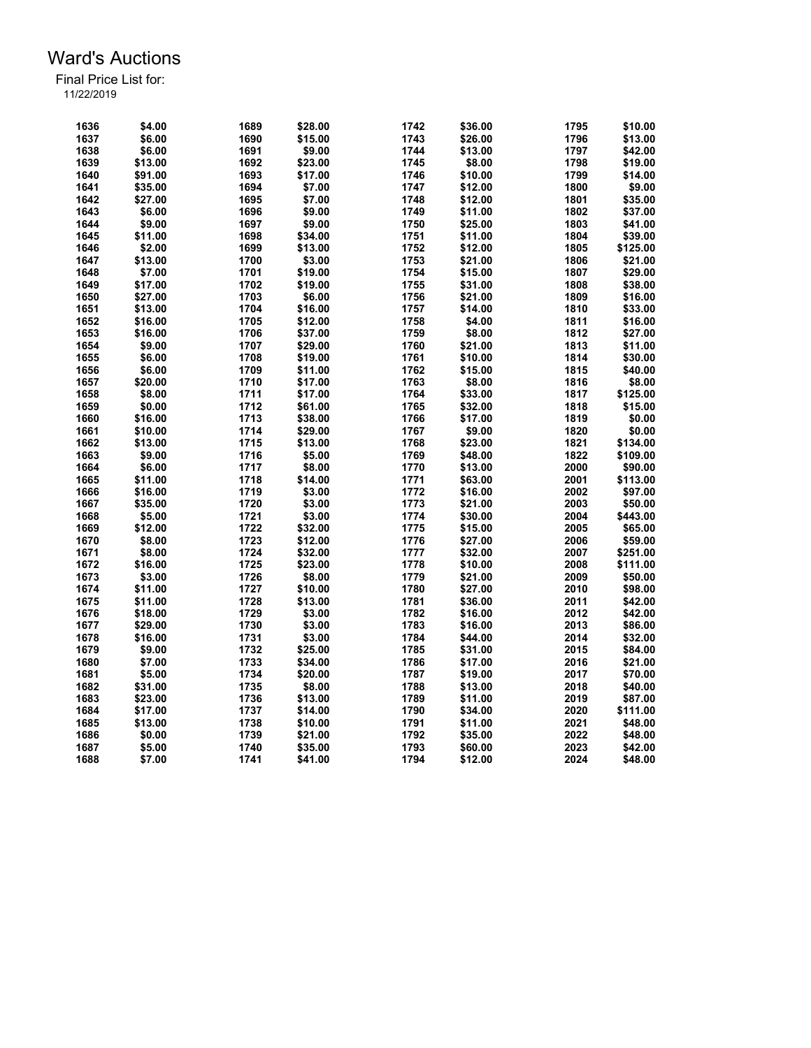# Ward's Auctions

Final Price List for:
11/22/2019

| Lot | Price | Lot | Price | Lot | Price | Lot | Price |
|---|---|---|---|---|---|---|---|
| 1636 | $4.00 | 1689 | $28.00 | 1742 | $36.00 | 1795 | $10.00 |
| 1637 | $6.00 | 1690 | $15.00 | 1743 | $26.00 | 1796 | $13.00 |
| 1638 | $6.00 | 1691 | $9.00 | 1744 | $13.00 | 1797 | $42.00 |
| 1639 | $13.00 | 1692 | $23.00 | 1745 | $8.00 | 1798 | $19.00 |
| 1640 | $91.00 | 1693 | $17.00 | 1746 | $10.00 | 1799 | $14.00 |
| 1641 | $35.00 | 1694 | $7.00 | 1747 | $12.00 | 1800 | $9.00 |
| 1642 | $27.00 | 1695 | $7.00 | 1748 | $12.00 | 1801 | $35.00 |
| 1643 | $6.00 | 1696 | $9.00 | 1749 | $11.00 | 1802 | $37.00 |
| 1644 | $9.00 | 1697 | $9.00 | 1750 | $25.00 | 1803 | $41.00 |
| 1645 | $11.00 | 1698 | $34.00 | 1751 | $11.00 | 1804 | $39.00 |
| 1646 | $2.00 | 1699 | $13.00 | 1752 | $12.00 | 1805 | $125.00 |
| 1647 | $13.00 | 1700 | $3.00 | 1753 | $21.00 | 1806 | $21.00 |
| 1648 | $7.00 | 1701 | $19.00 | 1754 | $15.00 | 1807 | $29.00 |
| 1649 | $17.00 | 1702 | $19.00 | 1755 | $31.00 | 1808 | $38.00 |
| 1650 | $27.00 | 1703 | $6.00 | 1756 | $21.00 | 1809 | $16.00 |
| 1651 | $13.00 | 1704 | $16.00 | 1757 | $14.00 | 1810 | $33.00 |
| 1652 | $16.00 | 1705 | $12.00 | 1758 | $4.00 | 1811 | $16.00 |
| 1653 | $16.00 | 1706 | $37.00 | 1759 | $8.00 | 1812 | $27.00 |
| 1654 | $9.00 | 1707 | $29.00 | 1760 | $21.00 | 1813 | $11.00 |
| 1655 | $6.00 | 1708 | $19.00 | 1761 | $10.00 | 1814 | $30.00 |
| 1656 | $6.00 | 1709 | $11.00 | 1762 | $15.00 | 1815 | $40.00 |
| 1657 | $20.00 | 1710 | $17.00 | 1763 | $8.00 | 1816 | $8.00 |
| 1658 | $8.00 | 1711 | $17.00 | 1764 | $33.00 | 1817 | $125.00 |
| 1659 | $0.00 | 1712 | $61.00 | 1765 | $32.00 | 1818 | $15.00 |
| 1660 | $16.00 | 1713 | $38.00 | 1766 | $17.00 | 1819 | $0.00 |
| 1661 | $10.00 | 1714 | $29.00 | 1767 | $9.00 | 1820 | $0.00 |
| 1662 | $13.00 | 1715 | $13.00 | 1768 | $23.00 | 1821 | $134.00 |
| 1663 | $9.00 | 1716 | $5.00 | 1769 | $48.00 | 1822 | $109.00 |
| 1664 | $6.00 | 1717 | $8.00 | 1770 | $13.00 | 2000 | $90.00 |
| 1665 | $11.00 | 1718 | $14.00 | 1771 | $63.00 | 2001 | $113.00 |
| 1666 | $16.00 | 1719 | $3.00 | 1772 | $16.00 | 2002 | $97.00 |
| 1667 | $35.00 | 1720 | $3.00 | 1773 | $21.00 | 2003 | $50.00 |
| 1668 | $5.00 | 1721 | $3.00 | 1774 | $30.00 | 2004 | $443.00 |
| 1669 | $12.00 | 1722 | $32.00 | 1775 | $15.00 | 2005 | $65.00 |
| 1670 | $8.00 | 1723 | $12.00 | 1776 | $27.00 | 2006 | $59.00 |
| 1671 | $8.00 | 1724 | $32.00 | 1777 | $32.00 | 2007 | $251.00 |
| 1672 | $16.00 | 1725 | $23.00 | 1778 | $10.00 | 2008 | $111.00 |
| 1673 | $3.00 | 1726 | $8.00 | 1779 | $21.00 | 2009 | $50.00 |
| 1674 | $11.00 | 1727 | $10.00 | 1780 | $27.00 | 2010 | $98.00 |
| 1675 | $11.00 | 1728 | $13.00 | 1781 | $36.00 | 2011 | $42.00 |
| 1676 | $18.00 | 1729 | $3.00 | 1782 | $16.00 | 2012 | $42.00 |
| 1677 | $29.00 | 1730 | $3.00 | 1783 | $16.00 | 2013 | $86.00 |
| 1678 | $16.00 | 1731 | $3.00 | 1784 | $44.00 | 2014 | $32.00 |
| 1679 | $9.00 | 1732 | $25.00 | 1785 | $31.00 | 2015 | $84.00 |
| 1680 | $7.00 | 1733 | $34.00 | 1786 | $17.00 | 2016 | $21.00 |
| 1681 | $5.00 | 1734 | $20.00 | 1787 | $19.00 | 2017 | $70.00 |
| 1682 | $31.00 | 1735 | $8.00 | 1788 | $13.00 | 2018 | $40.00 |
| 1683 | $23.00 | 1736 | $13.00 | 1789 | $11.00 | 2019 | $87.00 |
| 1684 | $17.00 | 1737 | $14.00 | 1790 | $34.00 | 2020 | $111.00 |
| 1685 | $13.00 | 1738 | $10.00 | 1791 | $11.00 | 2021 | $48.00 |
| 1686 | $0.00 | 1739 | $21.00 | 1792 | $35.00 | 2022 | $48.00 |
| 1687 | $5.00 | 1740 | $35.00 | 1793 | $60.00 | 2023 | $42.00 |
| 1688 | $7.00 | 1741 | $41.00 | 1794 | $12.00 | 2024 | $48.00 |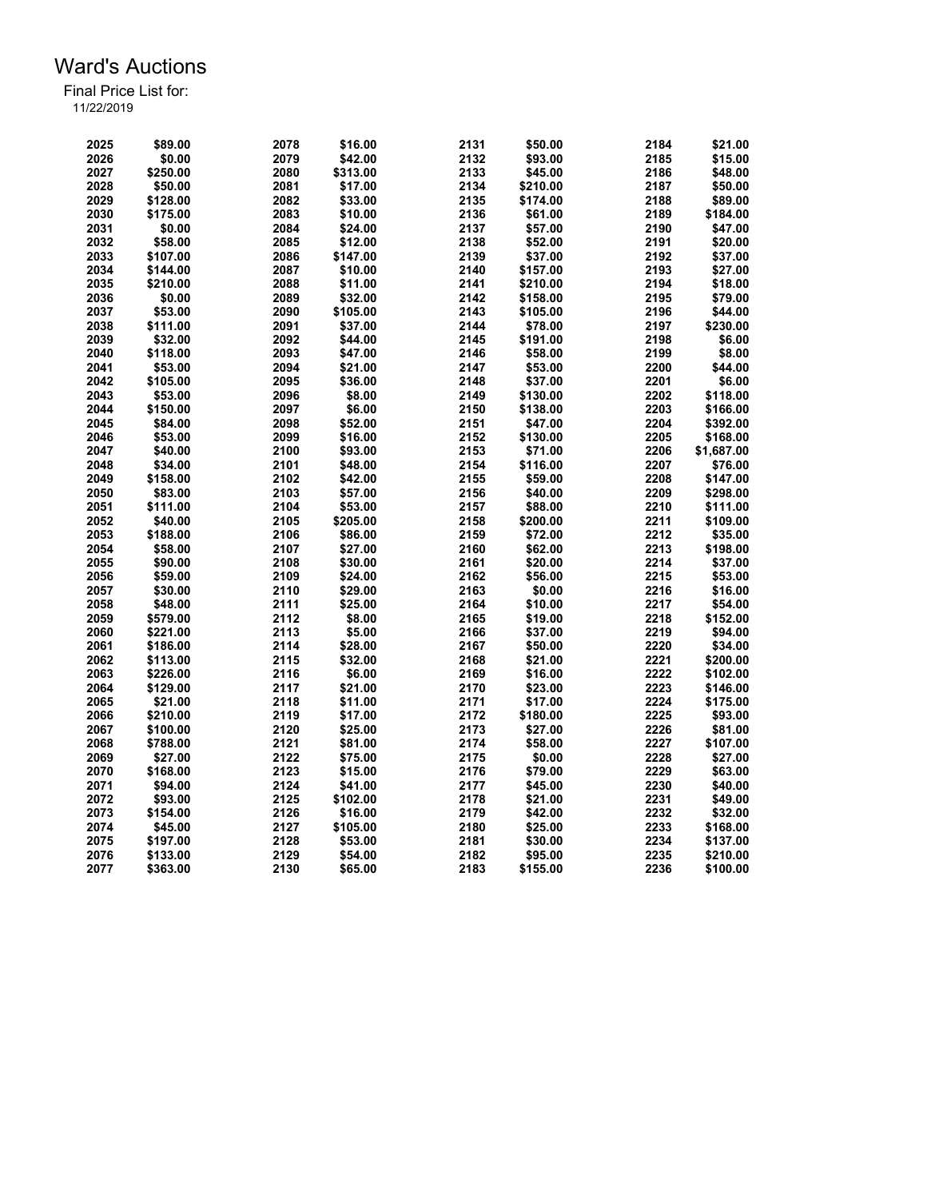# Ward's Auctions

Final Price List for:
11/22/2019

| Lot | Price | Lot | Price | Lot | Price | Lot | Price |
|---|---|---|---|---|---|---|---|
| 2025 | $89.00 | 2078 | $16.00 | 2131 | $50.00 | 2184 | $21.00 |
| 2026 | $0.00 | 2079 | $42.00 | 2132 | $93.00 | 2185 | $15.00 |
| 2027 | $250.00 | 2080 | $313.00 | 2133 | $45.00 | 2186 | $48.00 |
| 2028 | $50.00 | 2081 | $17.00 | 2134 | $210.00 | 2187 | $50.00 |
| 2029 | $128.00 | 2082 | $33.00 | 2135 | $174.00 | 2188 | $89.00 |
| 2030 | $175.00 | 2083 | $10.00 | 2136 | $61.00 | 2189 | $184.00 |
| 2031 | $0.00 | 2084 | $24.00 | 2137 | $57.00 | 2190 | $47.00 |
| 2032 | $58.00 | 2085 | $12.00 | 2138 | $52.00 | 2191 | $20.00 |
| 2033 | $107.00 | 2086 | $147.00 | 2139 | $37.00 | 2192 | $37.00 |
| 2034 | $144.00 | 2087 | $10.00 | 2140 | $157.00 | 2193 | $27.00 |
| 2035 | $210.00 | 2088 | $11.00 | 2141 | $210.00 | 2194 | $18.00 |
| 2036 | $0.00 | 2089 | $32.00 | 2142 | $158.00 | 2195 | $79.00 |
| 2037 | $53.00 | 2090 | $105.00 | 2143 | $105.00 | 2196 | $44.00 |
| 2038 | $111.00 | 2091 | $37.00 | 2144 | $78.00 | 2197 | $230.00 |
| 2039 | $32.00 | 2092 | $44.00 | 2145 | $191.00 | 2198 | $6.00 |
| 2040 | $118.00 | 2093 | $47.00 | 2146 | $58.00 | 2199 | $8.00 |
| 2041 | $53.00 | 2094 | $21.00 | 2147 | $53.00 | 2200 | $44.00 |
| 2042 | $105.00 | 2095 | $36.00 | 2148 | $37.00 | 2201 | $6.00 |
| 2043 | $53.00 | 2096 | $8.00 | 2149 | $130.00 | 2202 | $118.00 |
| 2044 | $150.00 | 2097 | $6.00 | 2150 | $138.00 | 2203 | $166.00 |
| 2045 | $84.00 | 2098 | $52.00 | 2151 | $47.00 | 2204 | $392.00 |
| 2046 | $53.00 | 2099 | $16.00 | 2152 | $130.00 | 2205 | $168.00 |
| 2047 | $40.00 | 2100 | $93.00 | 2153 | $71.00 | 2206 | $1,687.00 |
| 2048 | $34.00 | 2101 | $48.00 | 2154 | $116.00 | 2207 | $76.00 |
| 2049 | $158.00 | 2102 | $42.00 | 2155 | $59.00 | 2208 | $147.00 |
| 2050 | $83.00 | 2103 | $57.00 | 2156 | $40.00 | 2209 | $298.00 |
| 2051 | $111.00 | 2104 | $53.00 | 2157 | $88.00 | 2210 | $111.00 |
| 2052 | $40.00 | 2105 | $205.00 | 2158 | $200.00 | 2211 | $109.00 |
| 2053 | $188.00 | 2106 | $86.00 | 2159 | $72.00 | 2212 | $35.00 |
| 2054 | $58.00 | 2107 | $27.00 | 2160 | $62.00 | 2213 | $198.00 |
| 2055 | $90.00 | 2108 | $30.00 | 2161 | $20.00 | 2214 | $37.00 |
| 2056 | $59.00 | 2109 | $24.00 | 2162 | $56.00 | 2215 | $53.00 |
| 2057 | $30.00 | 2110 | $29.00 | 2163 | $0.00 | 2216 | $16.00 |
| 2058 | $48.00 | 2111 | $25.00 | 2164 | $10.00 | 2217 | $54.00 |
| 2059 | $579.00 | 2112 | $8.00 | 2165 | $19.00 | 2218 | $152.00 |
| 2060 | $221.00 | 2113 | $5.00 | 2166 | $37.00 | 2219 | $94.00 |
| 2061 | $186.00 | 2114 | $28.00 | 2167 | $50.00 | 2220 | $34.00 |
| 2062 | $113.00 | 2115 | $32.00 | 2168 | $21.00 | 2221 | $200.00 |
| 2063 | $226.00 | 2116 | $6.00 | 2169 | $16.00 | 2222 | $102.00 |
| 2064 | $129.00 | 2117 | $21.00 | 2170 | $23.00 | 2223 | $146.00 |
| 2065 | $21.00 | 2118 | $11.00 | 2171 | $17.00 | 2224 | $175.00 |
| 2066 | $210.00 | 2119 | $17.00 | 2172 | $180.00 | 2225 | $93.00 |
| 2067 | $100.00 | 2120 | $25.00 | 2173 | $27.00 | 2226 | $81.00 |
| 2068 | $788.00 | 2121 | $81.00 | 2174 | $58.00 | 2227 | $107.00 |
| 2069 | $27.00 | 2122 | $75.00 | 2175 | $0.00 | 2228 | $27.00 |
| 2070 | $168.00 | 2123 | $15.00 | 2176 | $79.00 | 2229 | $63.00 |
| 2071 | $94.00 | 2124 | $41.00 | 2177 | $45.00 | 2230 | $40.00 |
| 2072 | $93.00 | 2125 | $102.00 | 2178 | $21.00 | 2231 | $49.00 |
| 2073 | $154.00 | 2126 | $16.00 | 2179 | $42.00 | 2232 | $32.00 |
| 2074 | $45.00 | 2127 | $105.00 | 2180 | $25.00 | 2233 | $168.00 |
| 2075 | $197.00 | 2128 | $53.00 | 2181 | $30.00 | 2234 | $137.00 |
| 2076 | $133.00 | 2129 | $54.00 | 2182 | $95.00 | 2235 | $210.00 |
| 2077 | $363.00 | 2130 | $65.00 | 2183 | $155.00 | 2236 | $100.00 |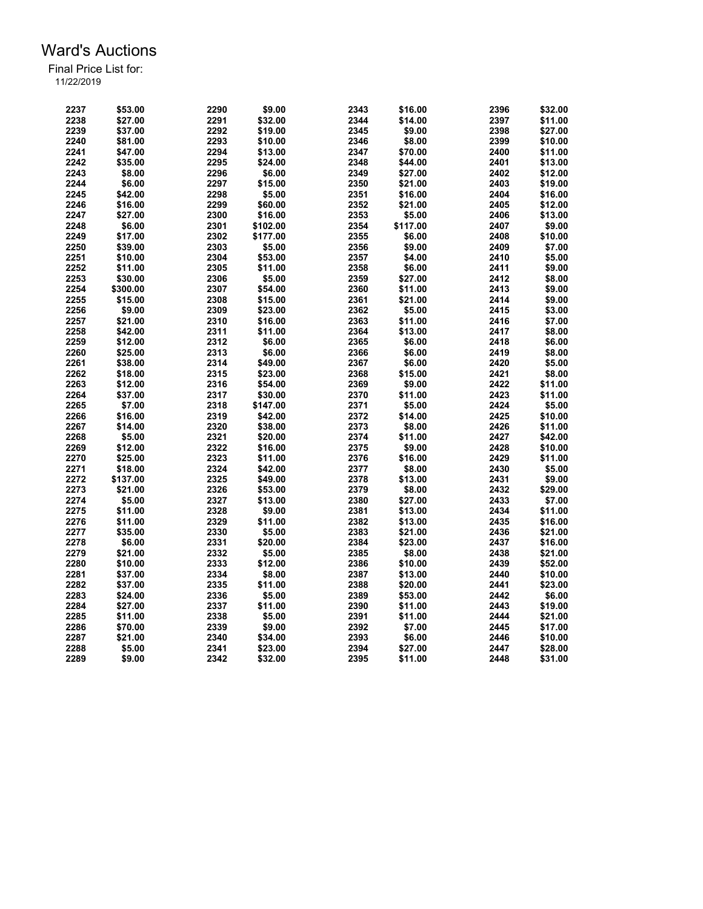# Ward's Auctions

Final Price List for:
11/22/2019

| Lot | Price | Lot | Price | Lot | Price | Lot | Price |
|---|---|---|---|---|---|---|---|
| 2237 | $53.00 | 2290 | $9.00 | 2343 | $16.00 | 2396 | $32.00 |
| 2238 | $27.00 | 2291 | $32.00 | 2344 | $14.00 | 2397 | $11.00 |
| 2239 | $37.00 | 2292 | $19.00 | 2345 | $9.00 | 2398 | $27.00 |
| 2240 | $81.00 | 2293 | $10.00 | 2346 | $8.00 | 2399 | $10.00 |
| 2241 | $47.00 | 2294 | $13.00 | 2347 | $70.00 | 2400 | $11.00 |
| 2242 | $35.00 | 2295 | $24.00 | 2348 | $44.00 | 2401 | $13.00 |
| 2243 | $8.00 | 2296 | $6.00 | 2349 | $27.00 | 2402 | $12.00 |
| 2244 | $6.00 | 2297 | $15.00 | 2350 | $21.00 | 2403 | $19.00 |
| 2245 | $42.00 | 2298 | $5.00 | 2351 | $16.00 | 2404 | $16.00 |
| 2246 | $16.00 | 2299 | $60.00 | 2352 | $21.00 | 2405 | $12.00 |
| 2247 | $27.00 | 2300 | $16.00 | 2353 | $5.00 | 2406 | $13.00 |
| 2248 | $6.00 | 2301 | $102.00 | 2354 | $117.00 | 2407 | $9.00 |
| 2249 | $17.00 | 2302 | $177.00 | 2355 | $6.00 | 2408 | $10.00 |
| 2250 | $39.00 | 2303 | $5.00 | 2356 | $9.00 | 2409 | $7.00 |
| 2251 | $10.00 | 2304 | $53.00 | 2357 | $4.00 | 2410 | $5.00 |
| 2252 | $11.00 | 2305 | $11.00 | 2358 | $6.00 | 2411 | $9.00 |
| 2253 | $30.00 | 2306 | $5.00 | 2359 | $27.00 | 2412 | $8.00 |
| 2254 | $300.00 | 2307 | $54.00 | 2360 | $11.00 | 2413 | $9.00 |
| 2255 | $15.00 | 2308 | $15.00 | 2361 | $21.00 | 2414 | $9.00 |
| 2256 | $9.00 | 2309 | $23.00 | 2362 | $5.00 | 2415 | $3.00 |
| 2257 | $21.00 | 2310 | $16.00 | 2363 | $11.00 | 2416 | $7.00 |
| 2258 | $42.00 | 2311 | $11.00 | 2364 | $13.00 | 2417 | $8.00 |
| 2259 | $12.00 | 2312 | $6.00 | 2365 | $6.00 | 2418 | $6.00 |
| 2260 | $25.00 | 2313 | $6.00 | 2366 | $6.00 | 2419 | $8.00 |
| 2261 | $38.00 | 2314 | $49.00 | 2367 | $6.00 | 2420 | $5.00 |
| 2262 | $18.00 | 2315 | $23.00 | 2368 | $15.00 | 2421 | $8.00 |
| 2263 | $12.00 | 2316 | $54.00 | 2369 | $9.00 | 2422 | $11.00 |
| 2264 | $37.00 | 2317 | $30.00 | 2370 | $11.00 | 2423 | $11.00 |
| 2265 | $7.00 | 2318 | $147.00 | 2371 | $5.00 | 2424 | $5.00 |
| 2266 | $16.00 | 2319 | $42.00 | 2372 | $14.00 | 2425 | $10.00 |
| 2267 | $14.00 | 2320 | $38.00 | 2373 | $8.00 | 2426 | $11.00 |
| 2268 | $5.00 | 2321 | $20.00 | 2374 | $11.00 | 2427 | $42.00 |
| 2269 | $12.00 | 2322 | $16.00 | 2375 | $9.00 | 2428 | $10.00 |
| 2270 | $25.00 | 2323 | $11.00 | 2376 | $16.00 | 2429 | $11.00 |
| 2271 | $18.00 | 2324 | $42.00 | 2377 | $8.00 | 2430 | $5.00 |
| 2272 | $137.00 | 2325 | $49.00 | 2378 | $13.00 | 2431 | $9.00 |
| 2273 | $21.00 | 2326 | $53.00 | 2379 | $8.00 | 2432 | $29.00 |
| 2274 | $5.00 | 2327 | $13.00 | 2380 | $27.00 | 2433 | $7.00 |
| 2275 | $11.00 | 2328 | $9.00 | 2381 | $13.00 | 2434 | $11.00 |
| 2276 | $11.00 | 2329 | $11.00 | 2382 | $13.00 | 2435 | $16.00 |
| 2277 | $35.00 | 2330 | $5.00 | 2383 | $21.00 | 2436 | $21.00 |
| 2278 | $6.00 | 2331 | $20.00 | 2384 | $23.00 | 2437 | $16.00 |
| 2279 | $21.00 | 2332 | $5.00 | 2385 | $8.00 | 2438 | $21.00 |
| 2280 | $10.00 | 2333 | $12.00 | 2386 | $10.00 | 2439 | $52.00 |
| 2281 | $37.00 | 2334 | $8.00 | 2387 | $13.00 | 2440 | $10.00 |
| 2282 | $37.00 | 2335 | $11.00 | 2388 | $20.00 | 2441 | $23.00 |
| 2283 | $24.00 | 2336 | $5.00 | 2389 | $53.00 | 2442 | $6.00 |
| 2284 | $27.00 | 2337 | $11.00 | 2390 | $11.00 | 2443 | $19.00 |
| 2285 | $11.00 | 2338 | $5.00 | 2391 | $11.00 | 2444 | $21.00 |
| 2286 | $70.00 | 2339 | $9.00 | 2392 | $7.00 | 2445 | $17.00 |
| 2287 | $21.00 | 2340 | $34.00 | 2393 | $6.00 | 2446 | $10.00 |
| 2288 | $5.00 | 2341 | $23.00 | 2394 | $27.00 | 2447 | $28.00 |
| 2289 | $9.00 | 2342 | $32.00 | 2395 | $11.00 | 2448 | $31.00 |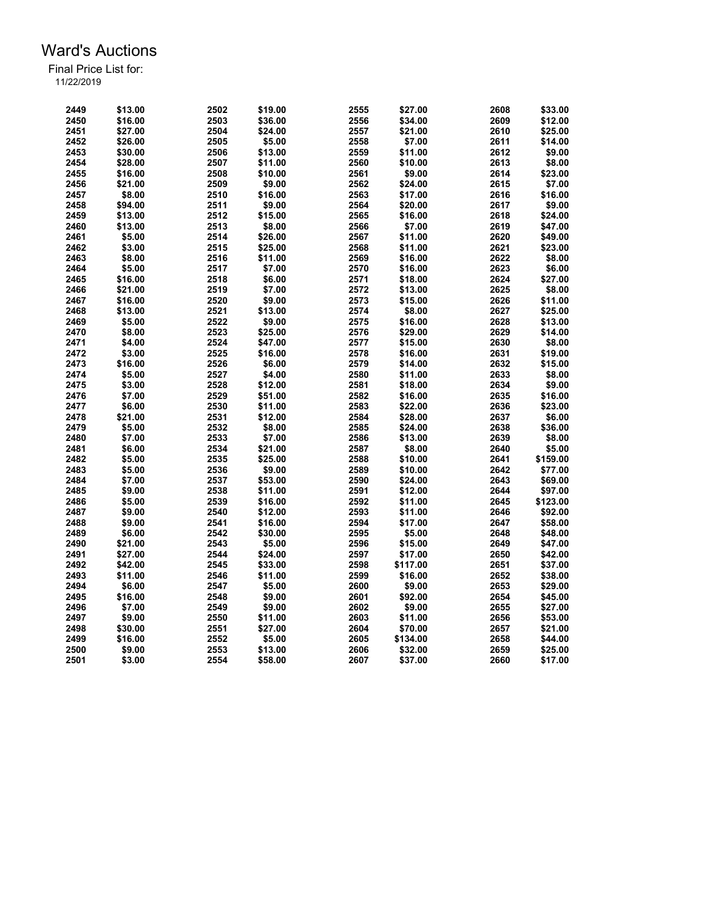# Ward's Auctions

Final Price List for:
11/22/2019

| Lot | Price | Lot | Price | Lot | Price | Lot | Price |
|---|---|---|---|---|---|---|---|
| 2449 | $13.00 | 2502 | $19.00 | 2555 | $27.00 | 2608 | $33.00 |
| 2450 | $16.00 | 2503 | $36.00 | 2556 | $34.00 | 2609 | $12.00 |
| 2451 | $27.00 | 2504 | $24.00 | 2557 | $21.00 | 2610 | $25.00 |
| 2452 | $26.00 | 2505 | $5.00 | 2558 | $7.00 | 2611 | $14.00 |
| 2453 | $30.00 | 2506 | $13.00 | 2559 | $11.00 | 2612 | $9.00 |
| 2454 | $28.00 | 2507 | $11.00 | 2560 | $10.00 | 2613 | $8.00 |
| 2455 | $16.00 | 2508 | $10.00 | 2561 | $9.00 | 2614 | $23.00 |
| 2456 | $21.00 | 2509 | $9.00 | 2562 | $24.00 | 2615 | $7.00 |
| 2457 | $8.00 | 2510 | $16.00 | 2563 | $17.00 | 2616 | $16.00 |
| 2458 | $94.00 | 2511 | $9.00 | 2564 | $20.00 | 2617 | $9.00 |
| 2459 | $13.00 | 2512 | $15.00 | 2565 | $16.00 | 2618 | $24.00 |
| 2460 | $13.00 | 2513 | $8.00 | 2566 | $7.00 | 2619 | $47.00 |
| 2461 | $5.00 | 2514 | $26.00 | 2567 | $11.00 | 2620 | $49.00 |
| 2462 | $3.00 | 2515 | $25.00 | 2568 | $11.00 | 2621 | $23.00 |
| 2463 | $8.00 | 2516 | $11.00 | 2569 | $16.00 | 2622 | $8.00 |
| 2464 | $5.00 | 2517 | $7.00 | 2570 | $16.00 | 2623 | $6.00 |
| 2465 | $16.00 | 2518 | $6.00 | 2571 | $18.00 | 2624 | $27.00 |
| 2466 | $21.00 | 2519 | $7.00 | 2572 | $13.00 | 2625 | $8.00 |
| 2467 | $16.00 | 2520 | $9.00 | 2573 | $15.00 | 2626 | $11.00 |
| 2468 | $13.00 | 2521 | $13.00 | 2574 | $8.00 | 2627 | $25.00 |
| 2469 | $5.00 | 2522 | $9.00 | 2575 | $16.00 | 2628 | $13.00 |
| 2470 | $8.00 | 2523 | $25.00 | 2576 | $29.00 | 2629 | $14.00 |
| 2471 | $4.00 | 2524 | $47.00 | 2577 | $15.00 | 2630 | $8.00 |
| 2472 | $3.00 | 2525 | $16.00 | 2578 | $16.00 | 2631 | $19.00 |
| 2473 | $16.00 | 2526 | $6.00 | 2579 | $14.00 | 2632 | $15.00 |
| 2474 | $5.00 | 2527 | $4.00 | 2580 | $11.00 | 2633 | $8.00 |
| 2475 | $3.00 | 2528 | $12.00 | 2581 | $18.00 | 2634 | $9.00 |
| 2476 | $7.00 | 2529 | $51.00 | 2582 | $16.00 | 2635 | $16.00 |
| 2477 | $6.00 | 2530 | $11.00 | 2583 | $22.00 | 2636 | $23.00 |
| 2478 | $21.00 | 2531 | $12.00 | 2584 | $28.00 | 2637 | $6.00 |
| 2479 | $5.00 | 2532 | $8.00 | 2585 | $24.00 | 2638 | $36.00 |
| 2480 | $7.00 | 2533 | $7.00 | 2586 | $13.00 | 2639 | $8.00 |
| 2481 | $6.00 | 2534 | $21.00 | 2587 | $8.00 | 2640 | $5.00 |
| 2482 | $5.00 | 2535 | $25.00 | 2588 | $10.00 | 2641 | $159.00 |
| 2483 | $5.00 | 2536 | $9.00 | 2589 | $10.00 | 2642 | $77.00 |
| 2484 | $7.00 | 2537 | $53.00 | 2590 | $24.00 | 2643 | $69.00 |
| 2485 | $9.00 | 2538 | $11.00 | 2591 | $12.00 | 2644 | $97.00 |
| 2486 | $5.00 | 2539 | $16.00 | 2592 | $11.00 | 2645 | $123.00 |
| 2487 | $9.00 | 2540 | $12.00 | 2593 | $11.00 | 2646 | $92.00 |
| 2488 | $9.00 | 2541 | $16.00 | 2594 | $17.00 | 2647 | $58.00 |
| 2489 | $6.00 | 2542 | $30.00 | 2595 | $5.00 | 2648 | $48.00 |
| 2490 | $21.00 | 2543 | $5.00 | 2596 | $15.00 | 2649 | $47.00 |
| 2491 | $27.00 | 2544 | $24.00 | 2597 | $17.00 | 2650 | $42.00 |
| 2492 | $42.00 | 2545 | $33.00 | 2598 | $117.00 | 2651 | $37.00 |
| 2493 | $11.00 | 2546 | $11.00 | 2599 | $16.00 | 2652 | $38.00 |
| 2494 | $6.00 | 2547 | $5.00 | 2600 | $9.00 | 2653 | $29.00 |
| 2495 | $16.00 | 2548 | $9.00 | 2601 | $92.00 | 2654 | $45.00 |
| 2496 | $7.00 | 2549 | $9.00 | 2602 | $9.00 | 2655 | $27.00 |
| 2497 | $9.00 | 2550 | $11.00 | 2603 | $11.00 | 2656 | $53.00 |
| 2498 | $30.00 | 2551 | $27.00 | 2604 | $70.00 | 2657 | $21.00 |
| 2499 | $16.00 | 2552 | $5.00 | 2605 | $134.00 | 2658 | $44.00 |
| 2500 | $9.00 | 2553 | $13.00 | 2606 | $32.00 | 2659 | $25.00 |
| 2501 | $3.00 | 2554 | $58.00 | 2607 | $37.00 | 2660 | $17.00 |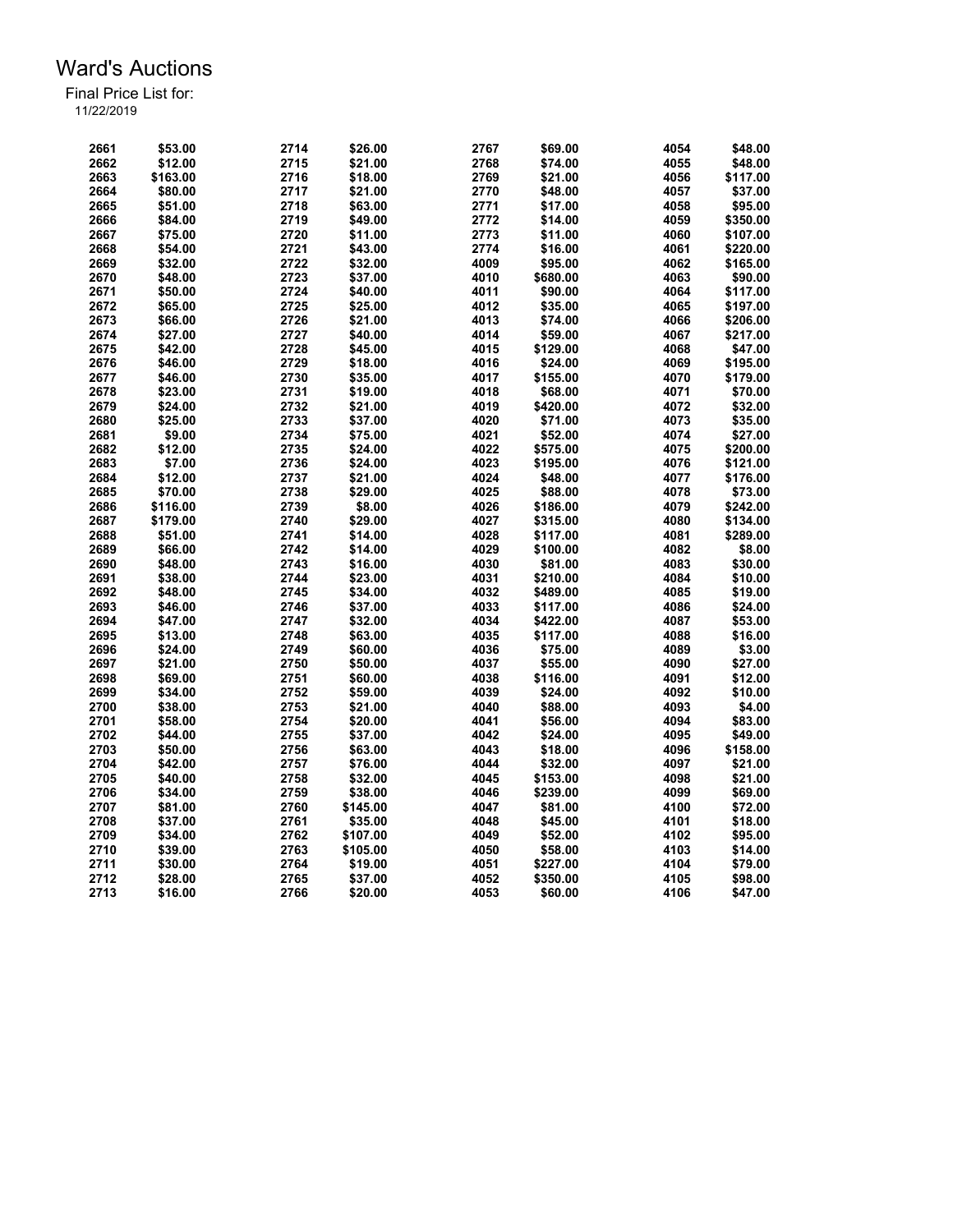# Ward's Auctions

Final Price List for:
11/22/2019

| Lot | Price | Lot | Price | Lot | Price | Lot | Price |
|---|---|---|---|---|---|---|---|
| 2661 | $53.00 | 2714 | $26.00 | 2767 | $69.00 | 4054 | $48.00 |
| 2662 | $12.00 | 2715 | $21.00 | 2768 | $74.00 | 4055 | $48.00 |
| 2663 | $163.00 | 2716 | $18.00 | 2769 | $21.00 | 4056 | $117.00 |
| 2664 | $80.00 | 2717 | $21.00 | 2770 | $48.00 | 4057 | $37.00 |
| 2665 | $51.00 | 2718 | $63.00 | 2771 | $17.00 | 4058 | $95.00 |
| 2666 | $84.00 | 2719 | $49.00 | 2772 | $14.00 | 4059 | $350.00 |
| 2667 | $75.00 | 2720 | $11.00 | 2773 | $11.00 | 4060 | $107.00 |
| 2668 | $54.00 | 2721 | $43.00 | 2774 | $16.00 | 4061 | $220.00 |
| 2669 | $32.00 | 2722 | $32.00 | 4009 | $95.00 | 4062 | $165.00 |
| 2670 | $48.00 | 2723 | $37.00 | 4010 | $680.00 | 4063 | $90.00 |
| 2671 | $50.00 | 2724 | $40.00 | 4011 | $90.00 | 4064 | $117.00 |
| 2672 | $65.00 | 2725 | $25.00 | 4012 | $35.00 | 4065 | $197.00 |
| 2673 | $66.00 | 2726 | $21.00 | 4013 | $74.00 | 4066 | $206.00 |
| 2674 | $27.00 | 2727 | $40.00 | 4014 | $59.00 | 4067 | $217.00 |
| 2675 | $42.00 | 2728 | $45.00 | 4015 | $129.00 | 4068 | $47.00 |
| 2676 | $46.00 | 2729 | $18.00 | 4016 | $24.00 | 4069 | $195.00 |
| 2677 | $46.00 | 2730 | $35.00 | 4017 | $155.00 | 4070 | $179.00 |
| 2678 | $23.00 | 2731 | $19.00 | 4018 | $68.00 | 4071 | $70.00 |
| 2679 | $24.00 | 2732 | $21.00 | 4019 | $420.00 | 4072 | $32.00 |
| 2680 | $25.00 | 2733 | $37.00 | 4020 | $71.00 | 4073 | $35.00 |
| 2681 | $9.00 | 2734 | $75.00 | 4021 | $52.00 | 4074 | $27.00 |
| 2682 | $12.00 | 2735 | $24.00 | 4022 | $575.00 | 4075 | $200.00 |
| 2683 | $7.00 | 2736 | $24.00 | 4023 | $195.00 | 4076 | $121.00 |
| 2684 | $12.00 | 2737 | $21.00 | 4024 | $48.00 | 4077 | $176.00 |
| 2685 | $70.00 | 2738 | $29.00 | 4025 | $88.00 | 4078 | $73.00 |
| 2686 | $116.00 | 2739 | $8.00 | 4026 | $186.00 | 4079 | $242.00 |
| 2687 | $179.00 | 2740 | $29.00 | 4027 | $315.00 | 4080 | $134.00 |
| 2688 | $51.00 | 2741 | $14.00 | 4028 | $117.00 | 4081 | $289.00 |
| 2689 | $66.00 | 2742 | $14.00 | 4029 | $100.00 | 4082 | $8.00 |
| 2690 | $48.00 | 2743 | $16.00 | 4030 | $81.00 | 4083 | $30.00 |
| 2691 | $38.00 | 2744 | $23.00 | 4031 | $210.00 | 4084 | $10.00 |
| 2692 | $48.00 | 2745 | $34.00 | 4032 | $489.00 | 4085 | $19.00 |
| 2693 | $46.00 | 2746 | $37.00 | 4033 | $117.00 | 4086 | $24.00 |
| 2694 | $47.00 | 2747 | $32.00 | 4034 | $422.00 | 4087 | $53.00 |
| 2695 | $13.00 | 2748 | $63.00 | 4035 | $117.00 | 4088 | $16.00 |
| 2696 | $24.00 | 2749 | $60.00 | 4036 | $75.00 | 4089 | $3.00 |
| 2697 | $21.00 | 2750 | $50.00 | 4037 | $55.00 | 4090 | $27.00 |
| 2698 | $69.00 | 2751 | $60.00 | 4038 | $116.00 | 4091 | $12.00 |
| 2699 | $34.00 | 2752 | $59.00 | 4039 | $24.00 | 4092 | $10.00 |
| 2700 | $38.00 | 2753 | $21.00 | 4040 | $88.00 | 4093 | $4.00 |
| 2701 | $58.00 | 2754 | $20.00 | 4041 | $56.00 | 4094 | $83.00 |
| 2702 | $44.00 | 2755 | $37.00 | 4042 | $24.00 | 4095 | $49.00 |
| 2703 | $50.00 | 2756 | $63.00 | 4043 | $18.00 | 4096 | $158.00 |
| 2704 | $42.00 | 2757 | $76.00 | 4044 | $32.00 | 4097 | $21.00 |
| 2705 | $40.00 | 2758 | $32.00 | 4045 | $153.00 | 4098 | $21.00 |
| 2706 | $34.00 | 2759 | $38.00 | 4046 | $239.00 | 4099 | $69.00 |
| 2707 | $81.00 | 2760 | $145.00 | 4047 | $81.00 | 4100 | $72.00 |
| 2708 | $37.00 | 2761 | $35.00 | 4048 | $45.00 | 4101 | $18.00 |
| 2709 | $34.00 | 2762 | $107.00 | 4049 | $52.00 | 4102 | $95.00 |
| 2710 | $39.00 | 2763 | $105.00 | 4050 | $58.00 | 4103 | $14.00 |
| 2711 | $30.00 | 2764 | $19.00 | 4051 | $227.00 | 4104 | $79.00 |
| 2712 | $28.00 | 2765 | $37.00 | 4052 | $350.00 | 4105 | $98.00 |
| 2713 | $16.00 | 2766 | $20.00 | 4053 | $60.00 | 4106 | $47.00 |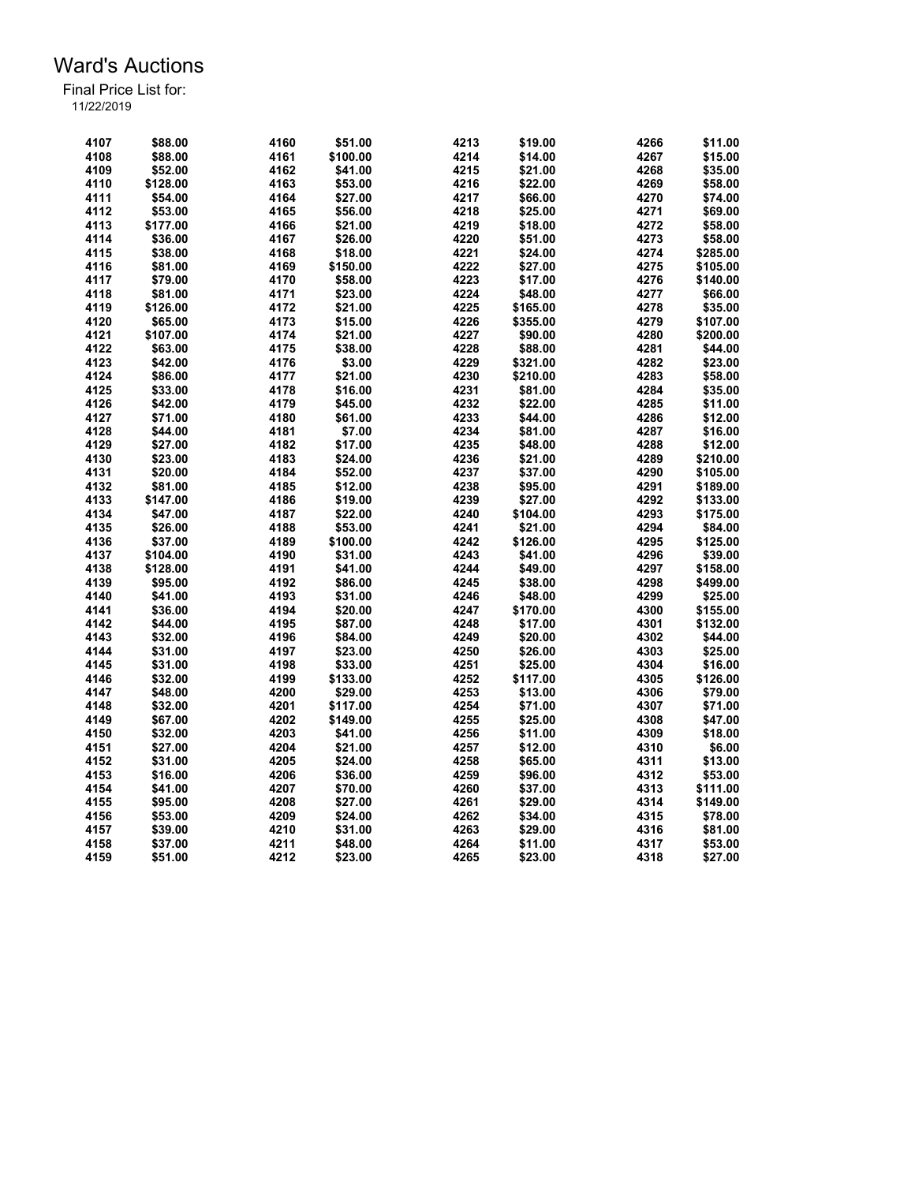# Ward's Auctions

Final Price List for:
11/22/2019

| Lot | Price | Lot | Price | Lot | Price | Lot | Price |
|---|---|---|---|---|---|---|---|
| 4107 | $88.00 | 4160 | $51.00 | 4213 | $19.00 | 4266 | $11.00 |
| 4108 | $88.00 | 4161 | $100.00 | 4214 | $14.00 | 4267 | $15.00 |
| 4109 | $52.00 | 4162 | $41.00 | 4215 | $21.00 | 4268 | $35.00 |
| 4110 | $128.00 | 4163 | $53.00 | 4216 | $22.00 | 4269 | $58.00 |
| 4111 | $54.00 | 4164 | $27.00 | 4217 | $66.00 | 4270 | $74.00 |
| 4112 | $53.00 | 4165 | $56.00 | 4218 | $25.00 | 4271 | $69.00 |
| 4113 | $177.00 | 4166 | $21.00 | 4219 | $18.00 | 4272 | $58.00 |
| 4114 | $36.00 | 4167 | $26.00 | 4220 | $51.00 | 4273 | $58.00 |
| 4115 | $38.00 | 4168 | $18.00 | 4221 | $24.00 | 4274 | $285.00 |
| 4116 | $81.00 | 4169 | $150.00 | 4222 | $27.00 | 4275 | $105.00 |
| 4117 | $79.00 | 4170 | $58.00 | 4223 | $17.00 | 4276 | $140.00 |
| 4118 | $81.00 | 4171 | $23.00 | 4224 | $48.00 | 4277 | $66.00 |
| 4119 | $126.00 | 4172 | $21.00 | 4225 | $165.00 | 4278 | $35.00 |
| 4120 | $65.00 | 4173 | $15.00 | 4226 | $355.00 | 4279 | $107.00 |
| 4121 | $107.00 | 4174 | $21.00 | 4227 | $90.00 | 4280 | $200.00 |
| 4122 | $63.00 | 4175 | $38.00 | 4228 | $88.00 | 4281 | $44.00 |
| 4123 | $42.00 | 4176 | $3.00 | 4229 | $321.00 | 4282 | $23.00 |
| 4124 | $86.00 | 4177 | $21.00 | 4230 | $210.00 | 4283 | $58.00 |
| 4125 | $33.00 | 4178 | $16.00 | 4231 | $81.00 | 4284 | $35.00 |
| 4126 | $42.00 | 4179 | $45.00 | 4232 | $22.00 | 4285 | $11.00 |
| 4127 | $71.00 | 4180 | $61.00 | 4233 | $44.00 | 4286 | $12.00 |
| 4128 | $44.00 | 4181 | $7.00 | 4234 | $81.00 | 4287 | $16.00 |
| 4129 | $27.00 | 4182 | $17.00 | 4235 | $48.00 | 4288 | $12.00 |
| 4130 | $23.00 | 4183 | $24.00 | 4236 | $21.00 | 4289 | $210.00 |
| 4131 | $20.00 | 4184 | $52.00 | 4237 | $37.00 | 4290 | $105.00 |
| 4132 | $81.00 | 4185 | $12.00 | 4238 | $95.00 | 4291 | $189.00 |
| 4133 | $147.00 | 4186 | $19.00 | 4239 | $27.00 | 4292 | $133.00 |
| 4134 | $47.00 | 4187 | $22.00 | 4240 | $104.00 | 4293 | $175.00 |
| 4135 | $26.00 | 4188 | $53.00 | 4241 | $21.00 | 4294 | $84.00 |
| 4136 | $37.00 | 4189 | $100.00 | 4242 | $126.00 | 4295 | $125.00 |
| 4137 | $104.00 | 4190 | $31.00 | 4243 | $41.00 | 4296 | $39.00 |
| 4138 | $128.00 | 4191 | $41.00 | 4244 | $49.00 | 4297 | $158.00 |
| 4139 | $95.00 | 4192 | $86.00 | 4245 | $38.00 | 4298 | $499.00 |
| 4140 | $41.00 | 4193 | $31.00 | 4246 | $48.00 | 4299 | $25.00 |
| 4141 | $36.00 | 4194 | $20.00 | 4247 | $170.00 | 4300 | $155.00 |
| 4142 | $44.00 | 4195 | $87.00 | 4248 | $17.00 | 4301 | $132.00 |
| 4143 | $32.00 | 4196 | $84.00 | 4249 | $20.00 | 4302 | $44.00 |
| 4144 | $31.00 | 4197 | $23.00 | 4250 | $26.00 | 4303 | $25.00 |
| 4145 | $31.00 | 4198 | $33.00 | 4251 | $25.00 | 4304 | $16.00 |
| 4146 | $32.00 | 4199 | $133.00 | 4252 | $117.00 | 4305 | $126.00 |
| 4147 | $48.00 | 4200 | $29.00 | 4253 | $13.00 | 4306 | $79.00 |
| 4148 | $32.00 | 4201 | $117.00 | 4254 | $71.00 | 4307 | $71.00 |
| 4149 | $67.00 | 4202 | $149.00 | 4255 | $25.00 | 4308 | $47.00 |
| 4150 | $32.00 | 4203 | $41.00 | 4256 | $11.00 | 4309 | $18.00 |
| 4151 | $27.00 | 4204 | $21.00 | 4257 | $12.00 | 4310 | $6.00 |
| 4152 | $31.00 | 4205 | $24.00 | 4258 | $65.00 | 4311 | $13.00 |
| 4153 | $16.00 | 4206 | $36.00 | 4259 | $96.00 | 4312 | $53.00 |
| 4154 | $41.00 | 4207 | $70.00 | 4260 | $37.00 | 4313 | $111.00 |
| 4155 | $95.00 | 4208 | $27.00 | 4261 | $29.00 | 4314 | $149.00 |
| 4156 | $53.00 | 4209 | $24.00 | 4262 | $34.00 | 4315 | $78.00 |
| 4157 | $39.00 | 4210 | $31.00 | 4263 | $29.00 | 4316 | $81.00 |
| 4158 | $37.00 | 4211 | $48.00 | 4264 | $11.00 | 4317 | $53.00 |
| 4159 | $51.00 | 4212 | $23.00 | 4265 | $23.00 | 4318 | $27.00 |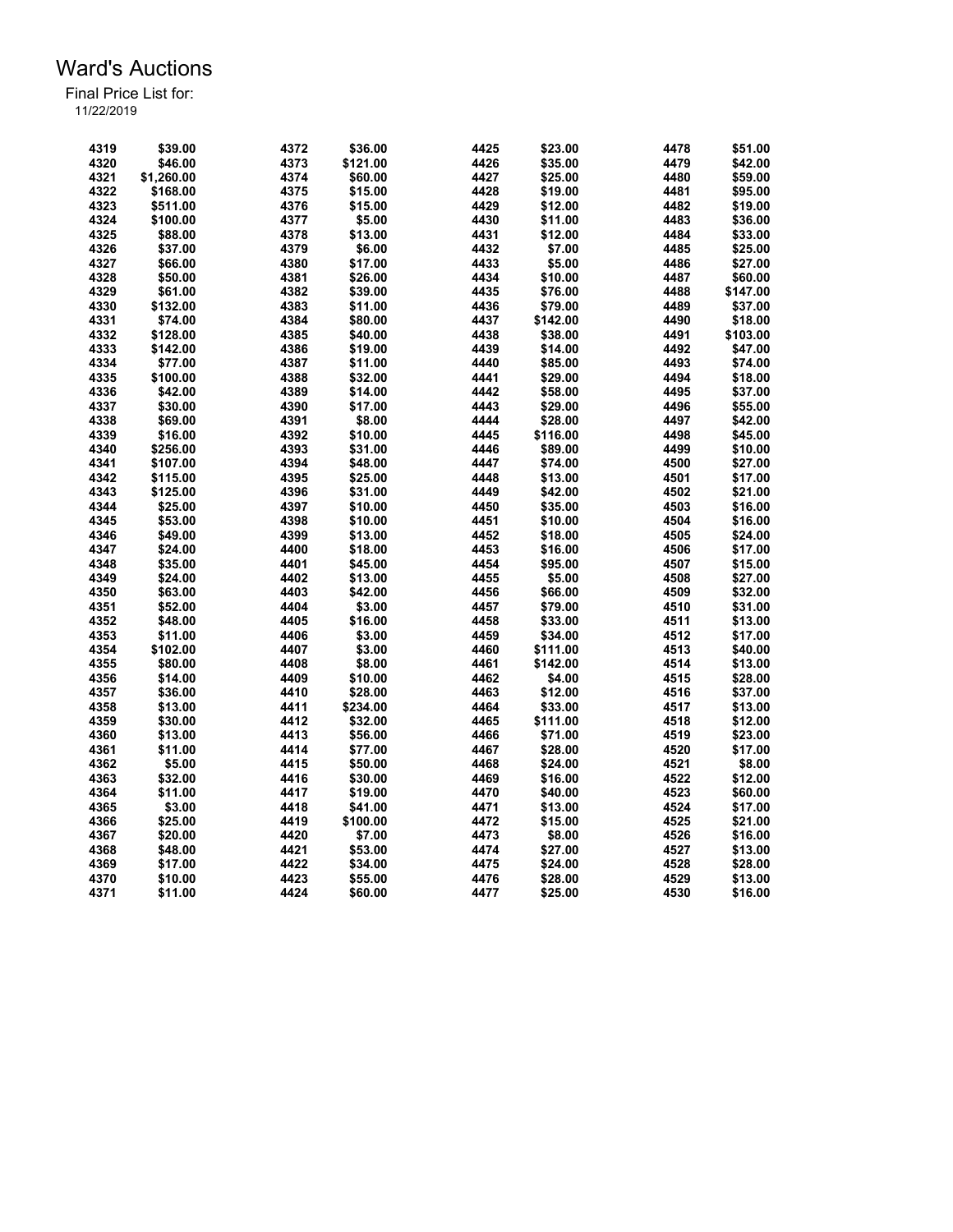# Ward's Auctions

Final Price List for:

11/22/2019

| Lot | Price | Lot | Price | Lot | Price | Lot | Price |
|---|---|---|---|---|---|---|---|
| 4319 | $39.00 | 4372 | $36.00 | 4425 | $23.00 | 4478 | $51.00 |
| 4320 | $46.00 | 4373 | $121.00 | 4426 | $35.00 | 4479 | $42.00 |
| 4321 | $1,260.00 | 4374 | $60.00 | 4427 | $25.00 | 4480 | $59.00 |
| 4322 | $168.00 | 4375 | $15.00 | 4428 | $19.00 | 4481 | $95.00 |
| 4323 | $511.00 | 4376 | $15.00 | 4429 | $12.00 | 4482 | $19.00 |
| 4324 | $100.00 | 4377 | $5.00 | 4430 | $11.00 | 4483 | $36.00 |
| 4325 | $88.00 | 4378 | $13.00 | 4431 | $12.00 | 4484 | $33.00 |
| 4326 | $37.00 | 4379 | $6.00 | 4432 | $7.00 | 4485 | $25.00 |
| 4327 | $66.00 | 4380 | $17.00 | 4433 | $5.00 | 4486 | $27.00 |
| 4328 | $50.00 | 4381 | $26.00 | 4434 | $10.00 | 4487 | $60.00 |
| 4329 | $61.00 | 4382 | $39.00 | 4435 | $76.00 | 4488 | $147.00 |
| 4330 | $132.00 | 4383 | $11.00 | 4436 | $79.00 | 4489 | $37.00 |
| 4331 | $74.00 | 4384 | $80.00 | 4437 | $142.00 | 4490 | $18.00 |
| 4332 | $128.00 | 4385 | $40.00 | 4438 | $38.00 | 4491 | $103.00 |
| 4333 | $142.00 | 4386 | $19.00 | 4439 | $14.00 | 4492 | $47.00 |
| 4334 | $77.00 | 4387 | $11.00 | 4440 | $85.00 | 4493 | $74.00 |
| 4335 | $100.00 | 4388 | $32.00 | 4441 | $29.00 | 4494 | $18.00 |
| 4336 | $42.00 | 4389 | $14.00 | 4442 | $58.00 | 4495 | $37.00 |
| 4337 | $30.00 | 4390 | $17.00 | 4443 | $29.00 | 4496 | $55.00 |
| 4338 | $69.00 | 4391 | $8.00 | 4444 | $28.00 | 4497 | $42.00 |
| 4339 | $16.00 | 4392 | $10.00 | 4445 | $116.00 | 4498 | $45.00 |
| 4340 | $256.00 | 4393 | $31.00 | 4446 | $89.00 | 4499 | $10.00 |
| 4341 | $107.00 | 4394 | $48.00 | 4447 | $74.00 | 4500 | $27.00 |
| 4342 | $115.00 | 4395 | $25.00 | 4448 | $13.00 | 4501 | $17.00 |
| 4343 | $125.00 | 4396 | $31.00 | 4449 | $42.00 | 4502 | $21.00 |
| 4344 | $25.00 | 4397 | $10.00 | 4450 | $35.00 | 4503 | $16.00 |
| 4345 | $53.00 | 4398 | $10.00 | 4451 | $10.00 | 4504 | $16.00 |
| 4346 | $49.00 | 4399 | $13.00 | 4452 | $18.00 | 4505 | $24.00 |
| 4347 | $24.00 | 4400 | $18.00 | 4453 | $16.00 | 4506 | $17.00 |
| 4348 | $35.00 | 4401 | $45.00 | 4454 | $95.00 | 4507 | $15.00 |
| 4349 | $24.00 | 4402 | $13.00 | 4455 | $5.00 | 4508 | $27.00 |
| 4350 | $63.00 | 4403 | $42.00 | 4456 | $66.00 | 4509 | $32.00 |
| 4351 | $52.00 | 4404 | $3.00 | 4457 | $79.00 | 4510 | $31.00 |
| 4352 | $48.00 | 4405 | $16.00 | 4458 | $33.00 | 4511 | $13.00 |
| 4353 | $11.00 | 4406 | $3.00 | 4459 | $34.00 | 4512 | $17.00 |
| 4354 | $102.00 | 4407 | $3.00 | 4460 | $111.00 | 4513 | $40.00 |
| 4355 | $80.00 | 4408 | $8.00 | 4461 | $142.00 | 4514 | $13.00 |
| 4356 | $14.00 | 4409 | $10.00 | 4462 | $4.00 | 4515 | $28.00 |
| 4357 | $36.00 | 4410 | $28.00 | 4463 | $12.00 | 4516 | $37.00 |
| 4358 | $13.00 | 4411 | $234.00 | 4464 | $33.00 | 4517 | $13.00 |
| 4359 | $30.00 | 4412 | $32.00 | 4465 | $111.00 | 4518 | $12.00 |
| 4360 | $13.00 | 4413 | $56.00 | 4466 | $71.00 | 4519 | $23.00 |
| 4361 | $11.00 | 4414 | $77.00 | 4467 | $28.00 | 4520 | $17.00 |
| 4362 | $5.00 | 4415 | $50.00 | 4468 | $24.00 | 4521 | $8.00 |
| 4363 | $32.00 | 4416 | $30.00 | 4469 | $16.00 | 4522 | $12.00 |
| 4364 | $11.00 | 4417 | $19.00 | 4470 | $40.00 | 4523 | $60.00 |
| 4365 | $3.00 | 4418 | $41.00 | 4471 | $13.00 | 4524 | $17.00 |
| 4366 | $25.00 | 4419 | $100.00 | 4472 | $15.00 | 4525 | $21.00 |
| 4367 | $20.00 | 4420 | $7.00 | 4473 | $8.00 | 4526 | $16.00 |
| 4368 | $48.00 | 4421 | $53.00 | 4474 | $27.00 | 4527 | $13.00 |
| 4369 | $17.00 | 4422 | $34.00 | 4475 | $24.00 | 4528 | $28.00 |
| 4370 | $10.00 | 4423 | $55.00 | 4476 | $28.00 | 4529 | $13.00 |
| 4371 | $11.00 | 4424 | $60.00 | 4477 | $25.00 | 4530 | $16.00 |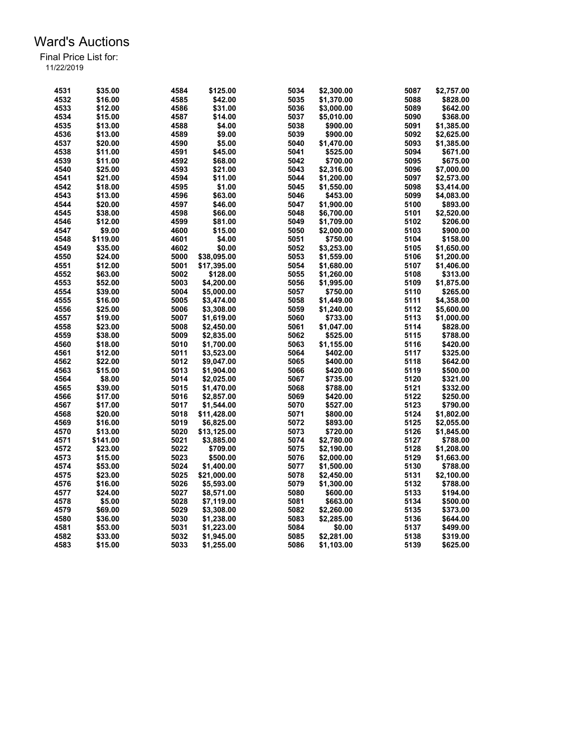# Ward's Auctions

Final Price List for:
11/22/2019

| Lot | Price | Lot | Price | Lot | Price | Lot | Price |
|---|---|---|---|---|---|---|---|
| 4531 | $35.00 | 4584 | $125.00 | 5034 | $2,300.00 | 5087 | $2,757.00 |
| 4532 | $16.00 | 4585 | $42.00 | 5035 | $1,370.00 | 5088 | $828.00 |
| 4533 | $12.00 | 4586 | $31.00 | 5036 | $3,000.00 | 5089 | $642.00 |
| 4534 | $15.00 | 4587 | $14.00 | 5037 | $5,010.00 | 5090 | $368.00 |
| 4535 | $13.00 | 4588 | $4.00 | 5038 | $900.00 | 5091 | $1,385.00 |
| 4536 | $13.00 | 4589 | $9.00 | 5039 | $900.00 | 5092 | $2,625.00 |
| 4537 | $20.00 | 4590 | $5.00 | 5040 | $1,470.00 | 5093 | $1,385.00 |
| 4538 | $11.00 | 4591 | $45.00 | 5041 | $525.00 | 5094 | $671.00 |
| 4539 | $11.00 | 4592 | $68.00 | 5042 | $700.00 | 5095 | $675.00 |
| 4540 | $25.00 | 4593 | $21.00 | 5043 | $2,316.00 | 5096 | $7,000.00 |
| 4541 | $21.00 | 4594 | $11.00 | 5044 | $1,200.00 | 5097 | $2,573.00 |
| 4542 | $18.00 | 4595 | $1.00 | 5045 | $1,550.00 | 5098 | $3,414.00 |
| 4543 | $13.00 | 4596 | $63.00 | 5046 | $453.00 | 5099 | $4,083.00 |
| 4544 | $20.00 | 4597 | $46.00 | 5047 | $1,900.00 | 5100 | $893.00 |
| 4545 | $38.00 | 4598 | $66.00 | 5048 | $6,700.00 | 5101 | $2,520.00 |
| 4546 | $12.00 | 4599 | $81.00 | 5049 | $1,709.00 | 5102 | $206.00 |
| 4547 | $9.00 | 4600 | $15.00 | 5050 | $2,000.00 | 5103 | $900.00 |
| 4548 | $119.00 | 4601 | $4.00 | 5051 | $750.00 | 5104 | $158.00 |
| 4549 | $35.00 | 4602 | $0.00 | 5052 | $3,253.00 | 5105 | $1,650.00 |
| 4550 | $24.00 | 5000 | $38,095.00 | 5053 | $1,559.00 | 5106 | $1,200.00 |
| 4551 | $12.00 | 5001 | $17,395.00 | 5054 | $1,680.00 | 5107 | $1,406.00 |
| 4552 | $63.00 | 5002 | $128.00 | 5055 | $1,260.00 | 5108 | $313.00 |
| 4553 | $52.00 | 5003 | $4,200.00 | 5056 | $1,995.00 | 5109 | $1,875.00 |
| 4554 | $39.00 | 5004 | $5,000.00 | 5057 | $750.00 | 5110 | $265.00 |
| 4555 | $16.00 | 5005 | $3,474.00 | 5058 | $1,449.00 | 5111 | $4,358.00 |
| 4556 | $25.00 | 5006 | $3,308.00 | 5059 | $1,240.00 | 5112 | $5,600.00 |
| 4557 | $19.00 | 5007 | $1,619.00 | 5060 | $733.00 | 5113 | $1,000.00 |
| 4558 | $23.00 | 5008 | $2,450.00 | 5061 | $1,047.00 | 5114 | $828.00 |
| 4559 | $38.00 | 5009 | $2,835.00 | 5062 | $525.00 | 5115 | $788.00 |
| 4560 | $18.00 | 5010 | $1,700.00 | 5063 | $1,155.00 | 5116 | $420.00 |
| 4561 | $12.00 | 5011 | $3,523.00 | 5064 | $402.00 | 5117 | $325.00 |
| 4562 | $22.00 | 5012 | $9,047.00 | 5065 | $400.00 | 5118 | $642.00 |
| 4563 | $15.00 | 5013 | $1,904.00 | 5066 | $420.00 | 5119 | $500.00 |
| 4564 | $8.00 | 5014 | $2,025.00 | 5067 | $735.00 | 5120 | $321.00 |
| 4565 | $39.00 | 5015 | $1,470.00 | 5068 | $788.00 | 5121 | $332.00 |
| 4566 | $17.00 | 5016 | $2,857.00 | 5069 | $420.00 | 5122 | $250.00 |
| 4567 | $17.00 | 5017 | $1,544.00 | 5070 | $527.00 | 5123 | $790.00 |
| 4568 | $20.00 | 5018 | $11,428.00 | 5071 | $800.00 | 5124 | $1,802.00 |
| 4569 | $16.00 | 5019 | $6,825.00 | 5072 | $893.00 | 5125 | $2,055.00 |
| 4570 | $13.00 | 5020 | $13,125.00 | 5073 | $720.00 | 5126 | $1,845.00 |
| 4571 | $141.00 | 5021 | $3,885.00 | 5074 | $2,780.00 | 5127 | $788.00 |
| 4572 | $23.00 | 5022 | $709.00 | 5075 | $2,190.00 | 5128 | $1,208.00 |
| 4573 | $15.00 | 5023 | $500.00 | 5076 | $2,000.00 | 5129 | $1,663.00 |
| 4574 | $53.00 | 5024 | $1,400.00 | 5077 | $1,500.00 | 5130 | $788.00 |
| 4575 | $23.00 | 5025 | $21,000.00 | 5078 | $2,450.00 | 5131 | $2,100.00 |
| 4576 | $16.00 | 5026 | $5,593.00 | 5079 | $1,300.00 | 5132 | $788.00 |
| 4577 | $24.00 | 5027 | $8,571.00 | 5080 | $600.00 | 5133 | $194.00 |
| 4578 | $5.00 | 5028 | $7,119.00 | 5081 | $663.00 | 5134 | $500.00 |
| 4579 | $69.00 | 5029 | $3,308.00 | 5082 | $2,260.00 | 5135 | $373.00 |
| 4580 | $36.00 | 5030 | $1,238.00 | 5083 | $2,285.00 | 5136 | $644.00 |
| 4581 | $53.00 | 5031 | $1,223.00 | 5084 | $0.00 | 5137 | $499.00 |
| 4582 | $33.00 | 5032 | $1,945.00 | 5085 | $2,281.00 | 5138 | $319.00 |
| 4583 | $15.00 | 5033 | $1,255.00 | 5086 | $1,103.00 | 5139 | $625.00 |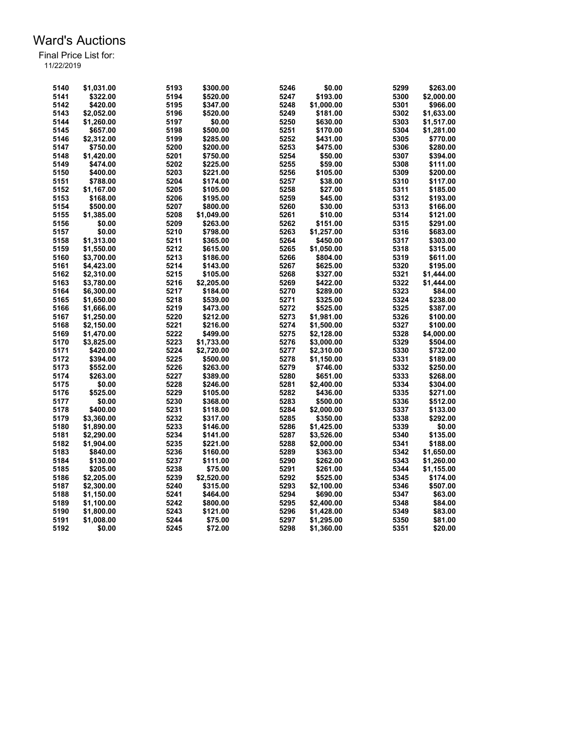# Ward's Auctions

Final Price List for:
11/22/2019

| Lot | Price | Lot | Price | Lot | Price | Lot | Price |
|---|---|---|---|---|---|---|---|
| 5140 | $1,031.00 | 5193 | $300.00 | 5246 | $0.00 | 5299 | $263.00 |
| 5141 | $322.00 | 5194 | $520.00 | 5247 | $193.00 | 5300 | $2,000.00 |
| 5142 | $420.00 | 5195 | $347.00 | 5248 | $1,000.00 | 5301 | $966.00 |
| 5143 | $2,052.00 | 5196 | $520.00 | 5249 | $181.00 | 5302 | $1,633.00 |
| 5144 | $1,260.00 | 5197 | $0.00 | 5250 | $630.00 | 5303 | $1,517.00 |
| 5145 | $657.00 | 5198 | $500.00 | 5251 | $170.00 | 5304 | $1,281.00 |
| 5146 | $2,312.00 | 5199 | $285.00 | 5252 | $431.00 | 5305 | $770.00 |
| 5147 | $750.00 | 5200 | $200.00 | 5253 | $475.00 | 5306 | $280.00 |
| 5148 | $1,420.00 | 5201 | $750.00 | 5254 | $50.00 | 5307 | $394.00 |
| 5149 | $474.00 | 5202 | $225.00 | 5255 | $59.00 | 5308 | $111.00 |
| 5150 | $400.00 | 5203 | $221.00 | 5256 | $105.00 | 5309 | $200.00 |
| 5151 | $788.00 | 5204 | $174.00 | 5257 | $38.00 | 5310 | $117.00 |
| 5152 | $1,167.00 | 5205 | $105.00 | 5258 | $27.00 | 5311 | $185.00 |
| 5153 | $168.00 | 5206 | $195.00 | 5259 | $45.00 | 5312 | $193.00 |
| 5154 | $500.00 | 5207 | $800.00 | 5260 | $30.00 | 5313 | $166.00 |
| 5155 | $1,385.00 | 5208 | $1,049.00 | 5261 | $10.00 | 5314 | $121.00 |
| 5156 | $0.00 | 5209 | $263.00 | 5262 | $151.00 | 5315 | $291.00 |
| 5157 | $0.00 | 5210 | $798.00 | 5263 | $1,257.00 | 5316 | $683.00 |
| 5158 | $1,313.00 | 5211 | $365.00 | 5264 | $450.00 | 5317 | $303.00 |
| 5159 | $1,550.00 | 5212 | $615.00 | 5265 | $1,050.00 | 5318 | $315.00 |
| 5160 | $3,700.00 | 5213 | $186.00 | 5266 | $804.00 | 5319 | $611.00 |
| 5161 | $4,423.00 | 5214 | $143.00 | 5267 | $625.00 | 5320 | $195.00 |
| 5162 | $2,310.00 | 5215 | $105.00 | 5268 | $327.00 | 5321 | $1,444.00 |
| 5163 | $3,780.00 | 5216 | $2,205.00 | 5269 | $422.00 | 5322 | $1,444.00 |
| 5164 | $6,300.00 | 5217 | $184.00 | 5270 | $289.00 | 5323 | $84.00 |
| 5165 | $1,650.00 | 5218 | $539.00 | 5271 | $325.00 | 5324 | $238.00 |
| 5166 | $1,666.00 | 5219 | $473.00 | 5272 | $525.00 | 5325 | $387.00 |
| 5167 | $1,250.00 | 5220 | $212.00 | 5273 | $1,981.00 | 5326 | $100.00 |
| 5168 | $2,150.00 | 5221 | $216.00 | 5274 | $1,500.00 | 5327 | $100.00 |
| 5169 | $1,470.00 | 5222 | $499.00 | 5275 | $2,128.00 | 5328 | $4,000.00 |
| 5170 | $3,825.00 | 5223 | $1,733.00 | 5276 | $3,000.00 | 5329 | $504.00 |
| 5171 | $420.00 | 5224 | $2,720.00 | 5277 | $2,310.00 | 5330 | $732.00 |
| 5172 | $394.00 | 5225 | $500.00 | 5278 | $1,150.00 | 5331 | $189.00 |
| 5173 | $552.00 | 5226 | $263.00 | 5279 | $746.00 | 5332 | $250.00 |
| 5174 | $263.00 | 5227 | $389.00 | 5280 | $651.00 | 5333 | $268.00 |
| 5175 | $0.00 | 5228 | $246.00 | 5281 | $2,400.00 | 5334 | $304.00 |
| 5176 | $525.00 | 5229 | $105.00 | 5282 | $436.00 | 5335 | $271.00 |
| 5177 | $0.00 | 5230 | $368.00 | 5283 | $500.00 | 5336 | $512.00 |
| 5178 | $400.00 | 5231 | $118.00 | 5284 | $2,000.00 | 5337 | $133.00 |
| 5179 | $3,360.00 | 5232 | $317.00 | 5285 | $350.00 | 5338 | $292.00 |
| 5180 | $1,890.00 | 5233 | $146.00 | 5286 | $1,425.00 | 5339 | $0.00 |
| 5181 | $2,290.00 | 5234 | $141.00 | 5287 | $3,526.00 | 5340 | $135.00 |
| 5182 | $1,904.00 | 5235 | $221.00 | 5288 | $2,000.00 | 5341 | $188.00 |
| 5183 | $840.00 | 5236 | $160.00 | 5289 | $363.00 | 5342 | $1,650.00 |
| 5184 | $130.00 | 5237 | $111.00 | 5290 | $262.00 | 5343 | $1,260.00 |
| 5185 | $205.00 | 5238 | $75.00 | 5291 | $261.00 | 5344 | $1,155.00 |
| 5186 | $2,205.00 | 5239 | $2,520.00 | 5292 | $525.00 | 5345 | $174.00 |
| 5187 | $2,300.00 | 5240 | $315.00 | 5293 | $2,100.00 | 5346 | $507.00 |
| 5188 | $1,150.00 | 5241 | $464.00 | 5294 | $690.00 | 5347 | $63.00 |
| 5189 | $1,100.00 | 5242 | $800.00 | 5295 | $2,400.00 | 5348 | $84.00 |
| 5190 | $1,800.00 | 5243 | $121.00 | 5296 | $1,428.00 | 5349 | $83.00 |
| 5191 | $1,008.00 | 5244 | $75.00 | 5297 | $1,295.00 | 5350 | $81.00 |
| 5192 | $0.00 | 5245 | $72.00 | 5298 | $1,360.00 | 5351 | $20.00 |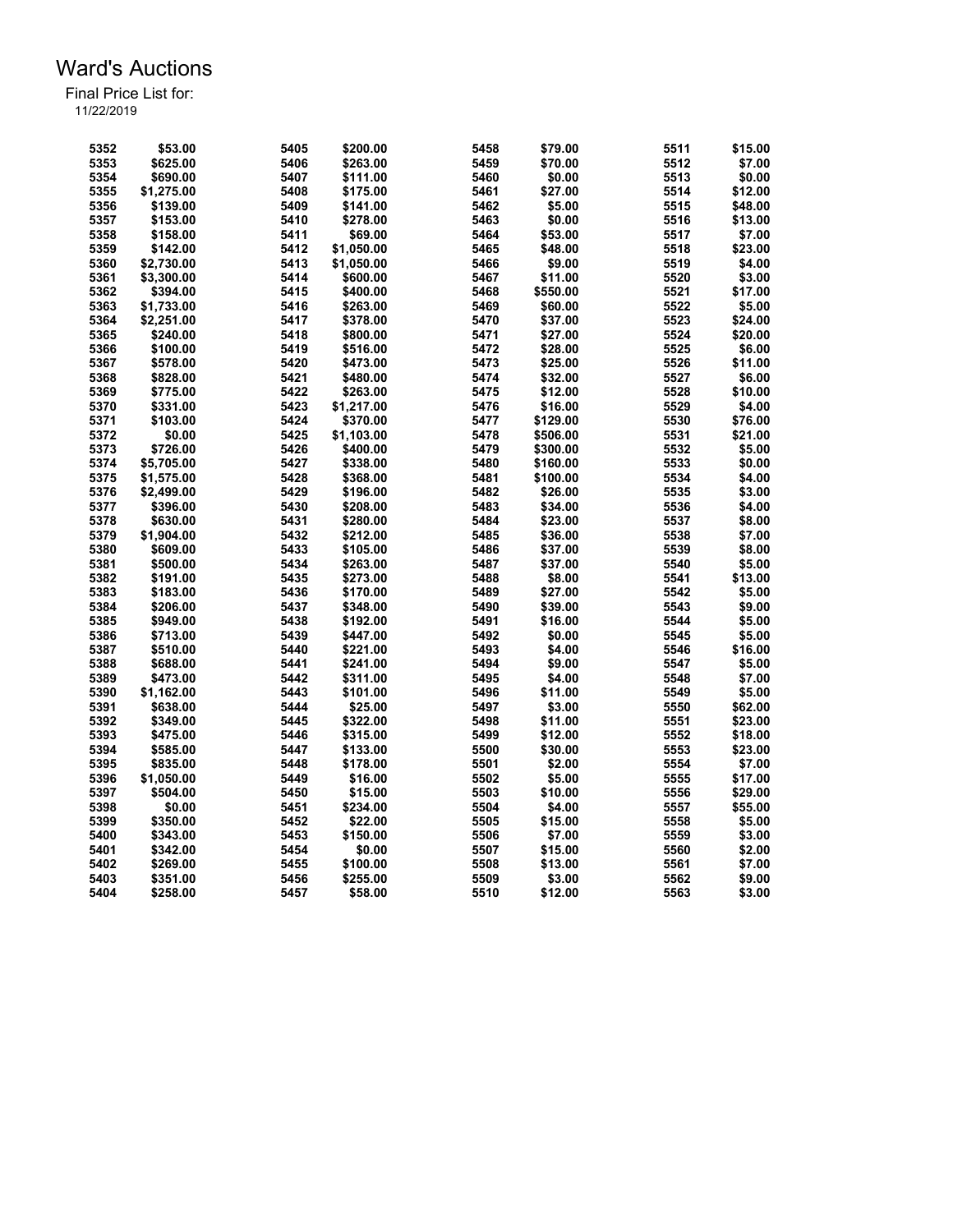# Ward's Auctions

Final Price List for:
11/22/2019

| Lot | Price | Lot | Price | Lot | Price | Lot | Price |
|---|---|---|---|---|---|---|---|
| 5352 | $53.00 | 5405 | $200.00 | 5458 | $79.00 | 5511 | $15.00 |
| 5353 | $625.00 | 5406 | $263.00 | 5459 | $70.00 | 5512 | $7.00 |
| 5354 | $690.00 | 5407 | $111.00 | 5460 | $0.00 | 5513 | $0.00 |
| 5355 | $1,275.00 | 5408 | $175.00 | 5461 | $27.00 | 5514 | $12.00 |
| 5356 | $139.00 | 5409 | $141.00 | 5462 | $5.00 | 5515 | $48.00 |
| 5357 | $153.00 | 5410 | $278.00 | 5463 | $0.00 | 5516 | $13.00 |
| 5358 | $158.00 | 5411 | $69.00 | 5464 | $53.00 | 5517 | $7.00 |
| 5359 | $142.00 | 5412 | $1,050.00 | 5465 | $48.00 | 5518 | $23.00 |
| 5360 | $2,730.00 | 5413 | $1,050.00 | 5466 | $9.00 | 5519 | $4.00 |
| 5361 | $3,300.00 | 5414 | $600.00 | 5467 | $11.00 | 5520 | $3.00 |
| 5362 | $394.00 | 5415 | $400.00 | 5468 | $550.00 | 5521 | $17.00 |
| 5363 | $1,733.00 | 5416 | $263.00 | 5469 | $60.00 | 5522 | $5.00 |
| 5364 | $2,251.00 | 5417 | $378.00 | 5470 | $37.00 | 5523 | $24.00 |
| 5365 | $240.00 | 5418 | $800.00 | 5471 | $27.00 | 5524 | $20.00 |
| 5366 | $100.00 | 5419 | $516.00 | 5472 | $28.00 | 5525 | $6.00 |
| 5367 | $578.00 | 5420 | $473.00 | 5473 | $25.00 | 5526 | $11.00 |
| 5368 | $828.00 | 5421 | $480.00 | 5474 | $32.00 | 5527 | $6.00 |
| 5369 | $775.00 | 5422 | $263.00 | 5475 | $12.00 | 5528 | $10.00 |
| 5370 | $331.00 | 5423 | $1,217.00 | 5476 | $16.00 | 5529 | $4.00 |
| 5371 | $103.00 | 5424 | $370.00 | 5477 | $129.00 | 5530 | $76.00 |
| 5372 | $0.00 | 5425 | $1,103.00 | 5478 | $506.00 | 5531 | $21.00 |
| 5373 | $726.00 | 5426 | $400.00 | 5479 | $300.00 | 5532 | $5.00 |
| 5374 | $5,705.00 | 5427 | $338.00 | 5480 | $160.00 | 5533 | $0.00 |
| 5375 | $1,575.00 | 5428 | $368.00 | 5481 | $100.00 | 5534 | $4.00 |
| 5376 | $2,499.00 | 5429 | $196.00 | 5482 | $26.00 | 5535 | $3.00 |
| 5377 | $396.00 | 5430 | $208.00 | 5483 | $34.00 | 5536 | $4.00 |
| 5378 | $630.00 | 5431 | $280.00 | 5484 | $23.00 | 5537 | $8.00 |
| 5379 | $1,904.00 | 5432 | $212.00 | 5485 | $36.00 | 5538 | $7.00 |
| 5380 | $609.00 | 5433 | $105.00 | 5486 | $37.00 | 5539 | $8.00 |
| 5381 | $500.00 | 5434 | $263.00 | 5487 | $37.00 | 5540 | $5.00 |
| 5382 | $191.00 | 5435 | $273.00 | 5488 | $8.00 | 5541 | $13.00 |
| 5383 | $183.00 | 5436 | $170.00 | 5489 | $27.00 | 5542 | $5.00 |
| 5384 | $206.00 | 5437 | $348.00 | 5490 | $39.00 | 5543 | $9.00 |
| 5385 | $949.00 | 5438 | $192.00 | 5491 | $16.00 | 5544 | $5.00 |
| 5386 | $713.00 | 5439 | $447.00 | 5492 | $0.00 | 5545 | $5.00 |
| 5387 | $510.00 | 5440 | $221.00 | 5493 | $4.00 | 5546 | $16.00 |
| 5388 | $688.00 | 5441 | $241.00 | 5494 | $9.00 | 5547 | $5.00 |
| 5389 | $473.00 | 5442 | $311.00 | 5495 | $4.00 | 5548 | $7.00 |
| 5390 | $1,162.00 | 5443 | $101.00 | 5496 | $11.00 | 5549 | $5.00 |
| 5391 | $638.00 | 5444 | $25.00 | 5497 | $3.00 | 5550 | $62.00 |
| 5392 | $349.00 | 5445 | $322.00 | 5498 | $11.00 | 5551 | $23.00 |
| 5393 | $475.00 | 5446 | $315.00 | 5499 | $12.00 | 5552 | $18.00 |
| 5394 | $585.00 | 5447 | $133.00 | 5500 | $30.00 | 5553 | $23.00 |
| 5395 | $835.00 | 5448 | $178.00 | 5501 | $2.00 | 5554 | $7.00 |
| 5396 | $1,050.00 | 5449 | $16.00 | 5502 | $5.00 | 5555 | $17.00 |
| 5397 | $504.00 | 5450 | $15.00 | 5503 | $10.00 | 5556 | $29.00 |
| 5398 | $0.00 | 5451 | $234.00 | 5504 | $4.00 | 5557 | $55.00 |
| 5399 | $350.00 | 5452 | $22.00 | 5505 | $15.00 | 5558 | $5.00 |
| 5400 | $343.00 | 5453 | $150.00 | 5506 | $7.00 | 5559 | $3.00 |
| 5401 | $342.00 | 5454 | $0.00 | 5507 | $15.00 | 5560 | $2.00 |
| 5402 | $269.00 | 5455 | $100.00 | 5508 | $13.00 | 5561 | $7.00 |
| 5403 | $351.00 | 5456 | $255.00 | 5509 | $3.00 | 5562 | $9.00 |
| 5404 | $258.00 | 5457 | $58.00 | 5510 | $12.00 | 5563 | $3.00 |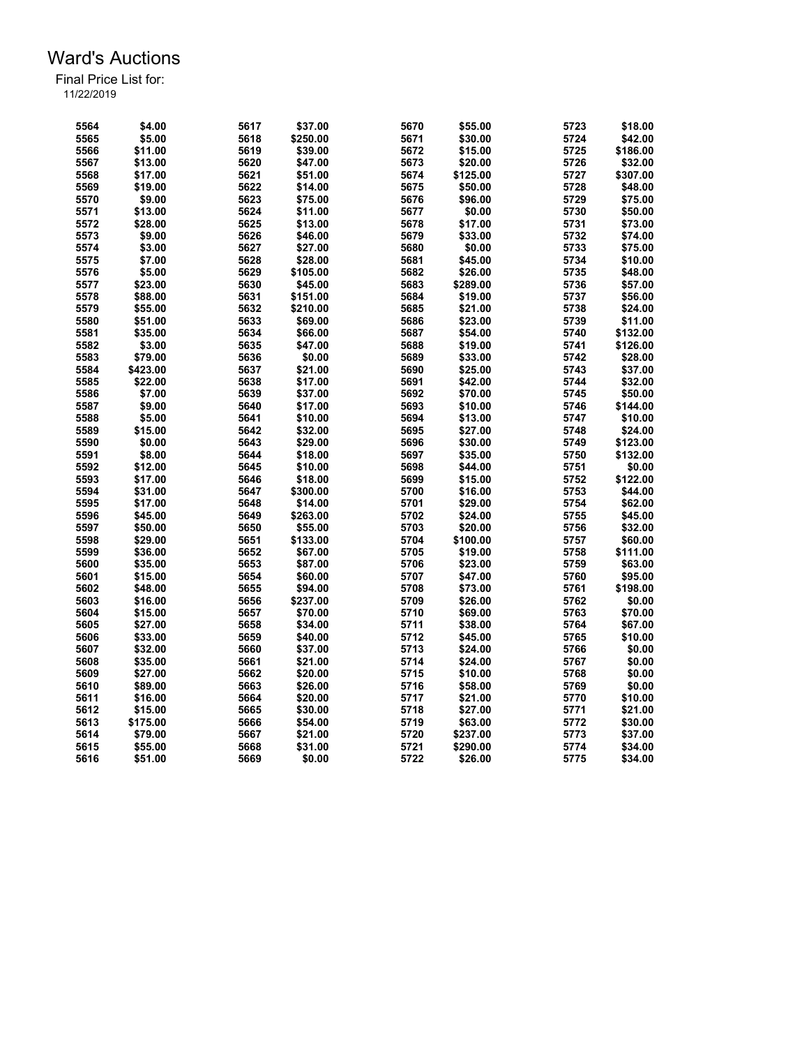# Ward's Auctions

Final Price List for:
11/22/2019

| Lot | Price | Lot | Price | Lot | Price | Lot | Price |
|---|---|---|---|---|---|---|---|
| 5564 | $4.00 | 5617 | $37.00 | 5670 | $55.00 | 5723 | $18.00 |
| 5565 | $5.00 | 5618 | $250.00 | 5671 | $30.00 | 5724 | $42.00 |
| 5566 | $11.00 | 5619 | $39.00 | 5672 | $15.00 | 5725 | $186.00 |
| 5567 | $13.00 | 5620 | $47.00 | 5673 | $20.00 | 5726 | $32.00 |
| 5568 | $17.00 | 5621 | $51.00 | 5674 | $125.00 | 5727 | $307.00 |
| 5569 | $19.00 | 5622 | $14.00 | 5675 | $50.00 | 5728 | $48.00 |
| 5570 | $9.00 | 5623 | $75.00 | 5676 | $96.00 | 5729 | $75.00 |
| 5571 | $13.00 | 5624 | $11.00 | 5677 | $0.00 | 5730 | $50.00 |
| 5572 | $28.00 | 5625 | $13.00 | 5678 | $17.00 | 5731 | $73.00 |
| 5573 | $9.00 | 5626 | $46.00 | 5679 | $33.00 | 5732 | $74.00 |
| 5574 | $3.00 | 5627 | $27.00 | 5680 | $0.00 | 5733 | $75.00 |
| 5575 | $7.00 | 5628 | $28.00 | 5681 | $45.00 | 5734 | $10.00 |
| 5576 | $5.00 | 5629 | $105.00 | 5682 | $26.00 | 5735 | $48.00 |
| 5577 | $23.00 | 5630 | $45.00 | 5683 | $289.00 | 5736 | $57.00 |
| 5578 | $88.00 | 5631 | $151.00 | 5684 | $19.00 | 5737 | $56.00 |
| 5579 | $55.00 | 5632 | $210.00 | 5685 | $21.00 | 5738 | $24.00 |
| 5580 | $51.00 | 5633 | $69.00 | 5686 | $23.00 | 5739 | $11.00 |
| 5581 | $35.00 | 5634 | $66.00 | 5687 | $54.00 | 5740 | $132.00 |
| 5582 | $3.00 | 5635 | $47.00 | 5688 | $19.00 | 5741 | $126.00 |
| 5583 | $79.00 | 5636 | $0.00 | 5689 | $33.00 | 5742 | $28.00 |
| 5584 | $423.00 | 5637 | $21.00 | 5690 | $25.00 | 5743 | $37.00 |
| 5585 | $22.00 | 5638 | $17.00 | 5691 | $42.00 | 5744 | $32.00 |
| 5586 | $7.00 | 5639 | $37.00 | 5692 | $70.00 | 5745 | $50.00 |
| 5587 | $9.00 | 5640 | $17.00 | 5693 | $10.00 | 5746 | $144.00 |
| 5588 | $5.00 | 5641 | $10.00 | 5694 | $13.00 | 5747 | $10.00 |
| 5589 | $15.00 | 5642 | $32.00 | 5695 | $27.00 | 5748 | $24.00 |
| 5590 | $0.00 | 5643 | $29.00 | 5696 | $30.00 | 5749 | $123.00 |
| 5591 | $8.00 | 5644 | $18.00 | 5697 | $35.00 | 5750 | $132.00 |
| 5592 | $12.00 | 5645 | $10.00 | 5698 | $44.00 | 5751 | $0.00 |
| 5593 | $17.00 | 5646 | $18.00 | 5699 | $15.00 | 5752 | $122.00 |
| 5594 | $31.00 | 5647 | $300.00 | 5700 | $16.00 | 5753 | $44.00 |
| 5595 | $17.00 | 5648 | $14.00 | 5701 | $29.00 | 5754 | $62.00 |
| 5596 | $45.00 | 5649 | $263.00 | 5702 | $24.00 | 5755 | $45.00 |
| 5597 | $50.00 | 5650 | $55.00 | 5703 | $20.00 | 5756 | $32.00 |
| 5598 | $29.00 | 5651 | $133.00 | 5704 | $100.00 | 5757 | $60.00 |
| 5599 | $36.00 | 5652 | $67.00 | 5705 | $19.00 | 5758 | $111.00 |
| 5600 | $35.00 | 5653 | $87.00 | 5706 | $23.00 | 5759 | $63.00 |
| 5601 | $15.00 | 5654 | $60.00 | 5707 | $47.00 | 5760 | $95.00 |
| 5602 | $48.00 | 5655 | $94.00 | 5708 | $73.00 | 5761 | $198.00 |
| 5603 | $16.00 | 5656 | $237.00 | 5709 | $26.00 | 5762 | $0.00 |
| 5604 | $15.00 | 5657 | $70.00 | 5710 | $69.00 | 5763 | $70.00 |
| 5605 | $27.00 | 5658 | $34.00 | 5711 | $38.00 | 5764 | $67.00 |
| 5606 | $33.00 | 5659 | $40.00 | 5712 | $45.00 | 5765 | $10.00 |
| 5607 | $32.00 | 5660 | $37.00 | 5713 | $24.00 | 5766 | $0.00 |
| 5608 | $35.00 | 5661 | $21.00 | 5714 | $24.00 | 5767 | $0.00 |
| 5609 | $27.00 | 5662 | $20.00 | 5715 | $10.00 | 5768 | $0.00 |
| 5610 | $89.00 | 5663 | $26.00 | 5716 | $58.00 | 5769 | $0.00 |
| 5611 | $16.00 | 5664 | $20.00 | 5717 | $21.00 | 5770 | $10.00 |
| 5612 | $15.00 | 5665 | $30.00 | 5718 | $27.00 | 5771 | $21.00 |
| 5613 | $175.00 | 5666 | $54.00 | 5719 | $63.00 | 5772 | $30.00 |
| 5614 | $79.00 | 5667 | $21.00 | 5720 | $237.00 | 5773 | $37.00 |
| 5615 | $55.00 | 5668 | $31.00 | 5721 | $290.00 | 5774 | $34.00 |
| 5616 | $51.00 | 5669 | $0.00 | 5722 | $26.00 | 5775 | $34.00 |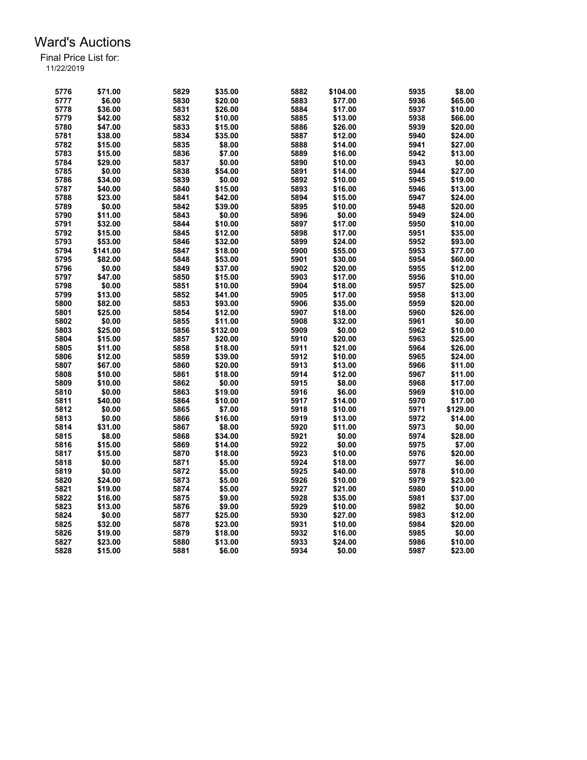# Ward's Auctions

Final Price List for:
11/22/2019

| Lot | Price | Lot | Price | Lot | Price | Lot | Price |
|---|---|---|---|---|---|---|---|
| 5776 | $71.00 | 5829 | $35.00 | 5882 | $104.00 | 5935 | $8.00 |
| 5777 | $6.00 | 5830 | $20.00 | 5883 | $77.00 | 5936 | $65.00 |
| 5778 | $36.00 | 5831 | $26.00 | 5884 | $17.00 | 5937 | $10.00 |
| 5779 | $42.00 | 5832 | $10.00 | 5885 | $13.00 | 5938 | $66.00 |
| 5780 | $47.00 | 5833 | $15.00 | 5886 | $26.00 | 5939 | $20.00 |
| 5781 | $38.00 | 5834 | $35.00 | 5887 | $12.00 | 5940 | $24.00 |
| 5782 | $15.00 | 5835 | $8.00 | 5888 | $14.00 | 5941 | $27.00 |
| 5783 | $15.00 | 5836 | $7.00 | 5889 | $16.00 | 5942 | $13.00 |
| 5784 | $29.00 | 5837 | $0.00 | 5890 | $10.00 | 5943 | $0.00 |
| 5785 | $0.00 | 5838 | $54.00 | 5891 | $14.00 | 5944 | $27.00 |
| 5786 | $34.00 | 5839 | $0.00 | 5892 | $10.00 | 5945 | $19.00 |
| 5787 | $40.00 | 5840 | $15.00 | 5893 | $16.00 | 5946 | $13.00 |
| 5788 | $23.00 | 5841 | $42.00 | 5894 | $15.00 | 5947 | $24.00 |
| 5789 | $0.00 | 5842 | $39.00 | 5895 | $10.00 | 5948 | $20.00 |
| 5790 | $11.00 | 5843 | $0.00 | 5896 | $0.00 | 5949 | $24.00 |
| 5791 | $32.00 | 5844 | $10.00 | 5897 | $17.00 | 5950 | $10.00 |
| 5792 | $15.00 | 5845 | $12.00 | 5898 | $17.00 | 5951 | $35.00 |
| 5793 | $53.00 | 5846 | $32.00 | 5899 | $24.00 | 5952 | $93.00 |
| 5794 | $141.00 | 5847 | $18.00 | 5900 | $55.00 | 5953 | $77.00 |
| 5795 | $82.00 | 5848 | $53.00 | 5901 | $30.00 | 5954 | $60.00 |
| 5796 | $0.00 | 5849 | $37.00 | 5902 | $20.00 | 5955 | $12.00 |
| 5797 | $47.00 | 5850 | $15.00 | 5903 | $17.00 | 5956 | $10.00 |
| 5798 | $0.00 | 5851 | $10.00 | 5904 | $18.00 | 5957 | $25.00 |
| 5799 | $13.00 | 5852 | $41.00 | 5905 | $17.00 | 5958 | $13.00 |
| 5800 | $82.00 | 5853 | $93.00 | 5906 | $35.00 | 5959 | $20.00 |
| 5801 | $25.00 | 5854 | $12.00 | 5907 | $18.00 | 5960 | $26.00 |
| 5802 | $0.00 | 5855 | $11.00 | 5908 | $32.00 | 5961 | $0.00 |
| 5803 | $25.00 | 5856 | $132.00 | 5909 | $0.00 | 5962 | $10.00 |
| 5804 | $15.00 | 5857 | $20.00 | 5910 | $20.00 | 5963 | $25.00 |
| 5805 | $11.00 | 5858 | $18.00 | 5911 | $21.00 | 5964 | $26.00 |
| 5806 | $12.00 | 5859 | $39.00 | 5912 | $10.00 | 5965 | $24.00 |
| 5807 | $67.00 | 5860 | $20.00 | 5913 | $13.00 | 5966 | $11.00 |
| 5808 | $10.00 | 5861 | $18.00 | 5914 | $12.00 | 5967 | $11.00 |
| 5809 | $10.00 | 5862 | $0.00 | 5915 | $8.00 | 5968 | $17.00 |
| 5810 | $0.00 | 5863 | $19.00 | 5916 | $6.00 | 5969 | $10.00 |
| 5811 | $40.00 | 5864 | $10.00 | 5917 | $14.00 | 5970 | $17.00 |
| 5812 | $0.00 | 5865 | $7.00 | 5918 | $10.00 | 5971 | $129.00 |
| 5813 | $0.00 | 5866 | $16.00 | 5919 | $13.00 | 5972 | $14.00 |
| 5814 | $31.00 | 5867 | $8.00 | 5920 | $11.00 | 5973 | $0.00 |
| 5815 | $8.00 | 5868 | $34.00 | 5921 | $0.00 | 5974 | $28.00 |
| 5816 | $15.00 | 5869 | $14.00 | 5922 | $0.00 | 5975 | $7.00 |
| 5817 | $15.00 | 5870 | $18.00 | 5923 | $10.00 | 5976 | $20.00 |
| 5818 | $0.00 | 5871 | $5.00 | 5924 | $18.00 | 5977 | $6.00 |
| 5819 | $0.00 | 5872 | $5.00 | 5925 | $40.00 | 5978 | $10.00 |
| 5820 | $24.00 | 5873 | $5.00 | 5926 | $10.00 | 5979 | $23.00 |
| 5821 | $19.00 | 5874 | $5.00 | 5927 | $21.00 | 5980 | $10.00 |
| 5822 | $16.00 | 5875 | $9.00 | 5928 | $35.00 | 5981 | $37.00 |
| 5823 | $13.00 | 5876 | $9.00 | 5929 | $10.00 | 5982 | $0.00 |
| 5824 | $0.00 | 5877 | $25.00 | 5930 | $27.00 | 5983 | $12.00 |
| 5825 | $32.00 | 5878 | $23.00 | 5931 | $10.00 | 5984 | $20.00 |
| 5826 | $19.00 | 5879 | $18.00 | 5932 | $16.00 | 5985 | $0.00 |
| 5827 | $23.00 | 5880 | $13.00 | 5933 | $24.00 | 5986 | $10.00 |
| 5828 | $15.00 | 5881 | $6.00 | 5934 | $0.00 | 5987 | $23.00 |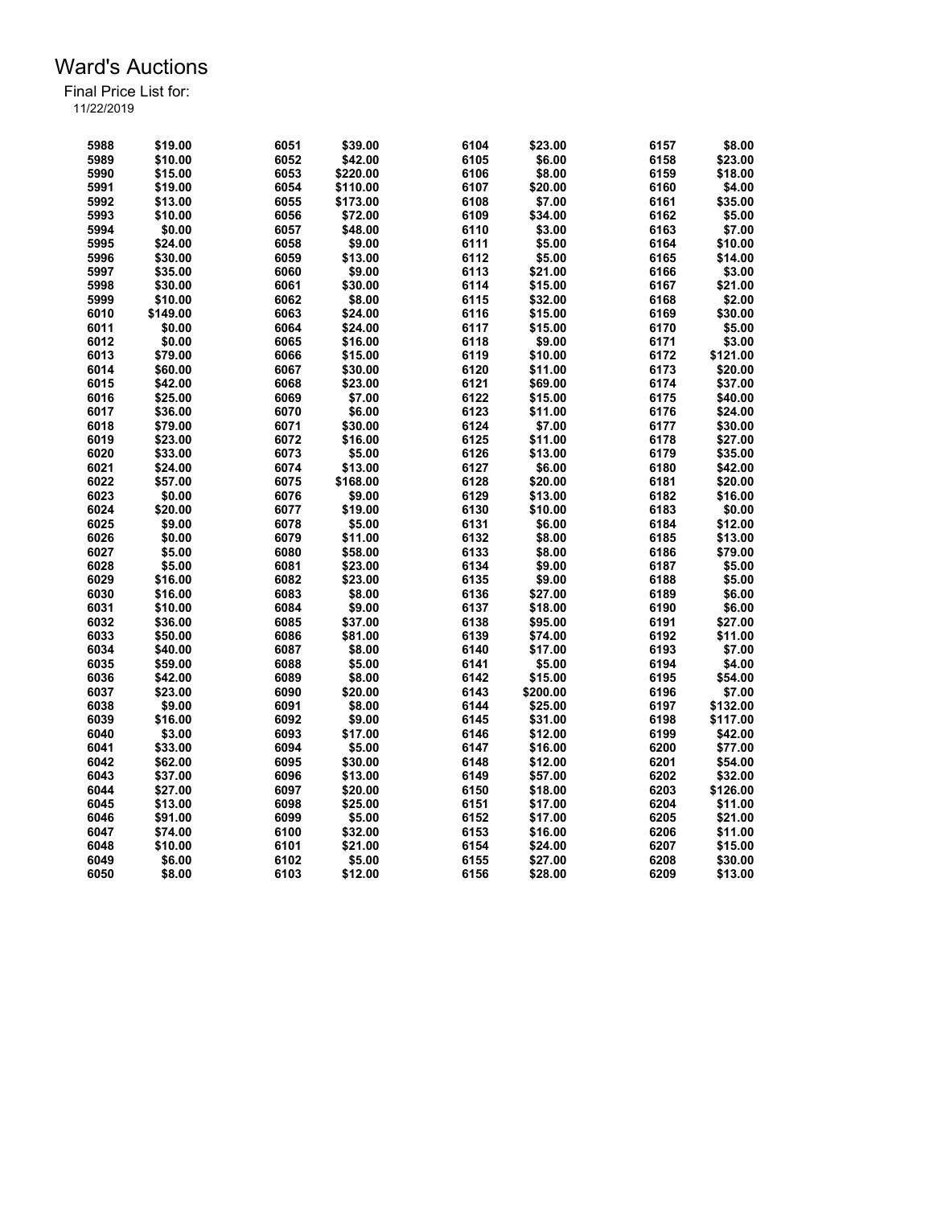# Ward's Auctions

Final Price List for:
11/22/2019

| Lot | Price | Lot | Price | Lot | Price | Lot | Price |
|---|---|---|---|---|---|---|---|
| 5988 | $19.00 | 6051 | $39.00 | 6104 | $23.00 | 6157 | $8.00 |
| 5989 | $10.00 | 6052 | $42.00 | 6105 | $6.00 | 6158 | $23.00 |
| 5990 | $15.00 | 6053 | $220.00 | 6106 | $8.00 | 6159 | $18.00 |
| 5991 | $19.00 | 6054 | $110.00 | 6107 | $20.00 | 6160 | $4.00 |
| 5992 | $13.00 | 6055 | $173.00 | 6108 | $7.00 | 6161 | $35.00 |
| 5993 | $10.00 | 6056 | $72.00 | 6109 | $34.00 | 6162 | $5.00 |
| 5994 | $0.00 | 6057 | $48.00 | 6110 | $3.00 | 6163 | $7.00 |
| 5995 | $24.00 | 6058 | $9.00 | 6111 | $5.00 | 6164 | $10.00 |
| 5996 | $30.00 | 6059 | $13.00 | 6112 | $5.00 | 6165 | $14.00 |
| 5997 | $35.00 | 6060 | $9.00 | 6113 | $21.00 | 6166 | $3.00 |
| 5998 | $30.00 | 6061 | $30.00 | 6114 | $15.00 | 6167 | $21.00 |
| 5999 | $10.00 | 6062 | $8.00 | 6115 | $32.00 | 6168 | $2.00 |
| 6010 | $149.00 | 6063 | $24.00 | 6116 | $15.00 | 6169 | $30.00 |
| 6011 | $0.00 | 6064 | $24.00 | 6117 | $15.00 | 6170 | $5.00 |
| 6012 | $0.00 | 6065 | $16.00 | 6118 | $9.00 | 6171 | $3.00 |
| 6013 | $79.00 | 6066 | $15.00 | 6119 | $10.00 | 6172 | $121.00 |
| 6014 | $60.00 | 6067 | $30.00 | 6120 | $11.00 | 6173 | $20.00 |
| 6015 | $42.00 | 6068 | $23.00 | 6121 | $69.00 | 6174 | $37.00 |
| 6016 | $25.00 | 6069 | $7.00 | 6122 | $15.00 | 6175 | $40.00 |
| 6017 | $36.00 | 6070 | $6.00 | 6123 | $11.00 | 6176 | $24.00 |
| 6018 | $79.00 | 6071 | $30.00 | 6124 | $7.00 | 6177 | $30.00 |
| 6019 | $23.00 | 6072 | $16.00 | 6125 | $11.00 | 6178 | $27.00 |
| 6020 | $33.00 | 6073 | $5.00 | 6126 | $13.00 | 6179 | $35.00 |
| 6021 | $24.00 | 6074 | $13.00 | 6127 | $6.00 | 6180 | $42.00 |
| 6022 | $57.00 | 6075 | $168.00 | 6128 | $20.00 | 6181 | $20.00 |
| 6023 | $0.00 | 6076 | $9.00 | 6129 | $13.00 | 6182 | $16.00 |
| 6024 | $20.00 | 6077 | $19.00 | 6130 | $10.00 | 6183 | $0.00 |
| 6025 | $9.00 | 6078 | $5.00 | 6131 | $6.00 | 6184 | $12.00 |
| 6026 | $0.00 | 6079 | $11.00 | 6132 | $8.00 | 6185 | $13.00 |
| 6027 | $5.00 | 6080 | $58.00 | 6133 | $8.00 | 6186 | $79.00 |
| 6028 | $5.00 | 6081 | $23.00 | 6134 | $9.00 | 6187 | $5.00 |
| 6029 | $16.00 | 6082 | $23.00 | 6135 | $9.00 | 6188 | $5.00 |
| 6030 | $16.00 | 6083 | $8.00 | 6136 | $27.00 | 6189 | $6.00 |
| 6031 | $10.00 | 6084 | $9.00 | 6137 | $18.00 | 6190 | $6.00 |
| 6032 | $36.00 | 6085 | $37.00 | 6138 | $95.00 | 6191 | $27.00 |
| 6033 | $50.00 | 6086 | $81.00 | 6139 | $74.00 | 6192 | $11.00 |
| 6034 | $40.00 | 6087 | $8.00 | 6140 | $17.00 | 6193 | $7.00 |
| 6035 | $59.00 | 6088 | $5.00 | 6141 | $5.00 | 6194 | $4.00 |
| 6036 | $42.00 | 6089 | $8.00 | 6142 | $15.00 | 6195 | $54.00 |
| 6037 | $23.00 | 6090 | $20.00 | 6143 | $200.00 | 6196 | $7.00 |
| 6038 | $9.00 | 6091 | $8.00 | 6144 | $25.00 | 6197 | $132.00 |
| 6039 | $16.00 | 6092 | $9.00 | 6145 | $31.00 | 6198 | $117.00 |
| 6040 | $3.00 | 6093 | $17.00 | 6146 | $12.00 | 6199 | $42.00 |
| 6041 | $33.00 | 6094 | $5.00 | 6147 | $16.00 | 6200 | $77.00 |
| 6042 | $62.00 | 6095 | $30.00 | 6148 | $12.00 | 6201 | $54.00 |
| 6043 | $37.00 | 6096 | $13.00 | 6149 | $57.00 | 6202 | $32.00 |
| 6044 | $27.00 | 6097 | $20.00 | 6150 | $18.00 | 6203 | $126.00 |
| 6045 | $13.00 | 6098 | $25.00 | 6151 | $17.00 | 6204 | $11.00 |
| 6046 | $91.00 | 6099 | $5.00 | 6152 | $17.00 | 6205 | $21.00 |
| 6047 | $74.00 | 6100 | $32.00 | 6153 | $16.00 | 6206 | $11.00 |
| 6048 | $10.00 | 6101 | $21.00 | 6154 | $24.00 | 6207 | $15.00 |
| 6049 | $6.00 | 6102 | $5.00 | 6155 | $27.00 | 6208 | $30.00 |
| 6050 | $8.00 | 6103 | $12.00 | 6156 | $28.00 | 6209 | $13.00 |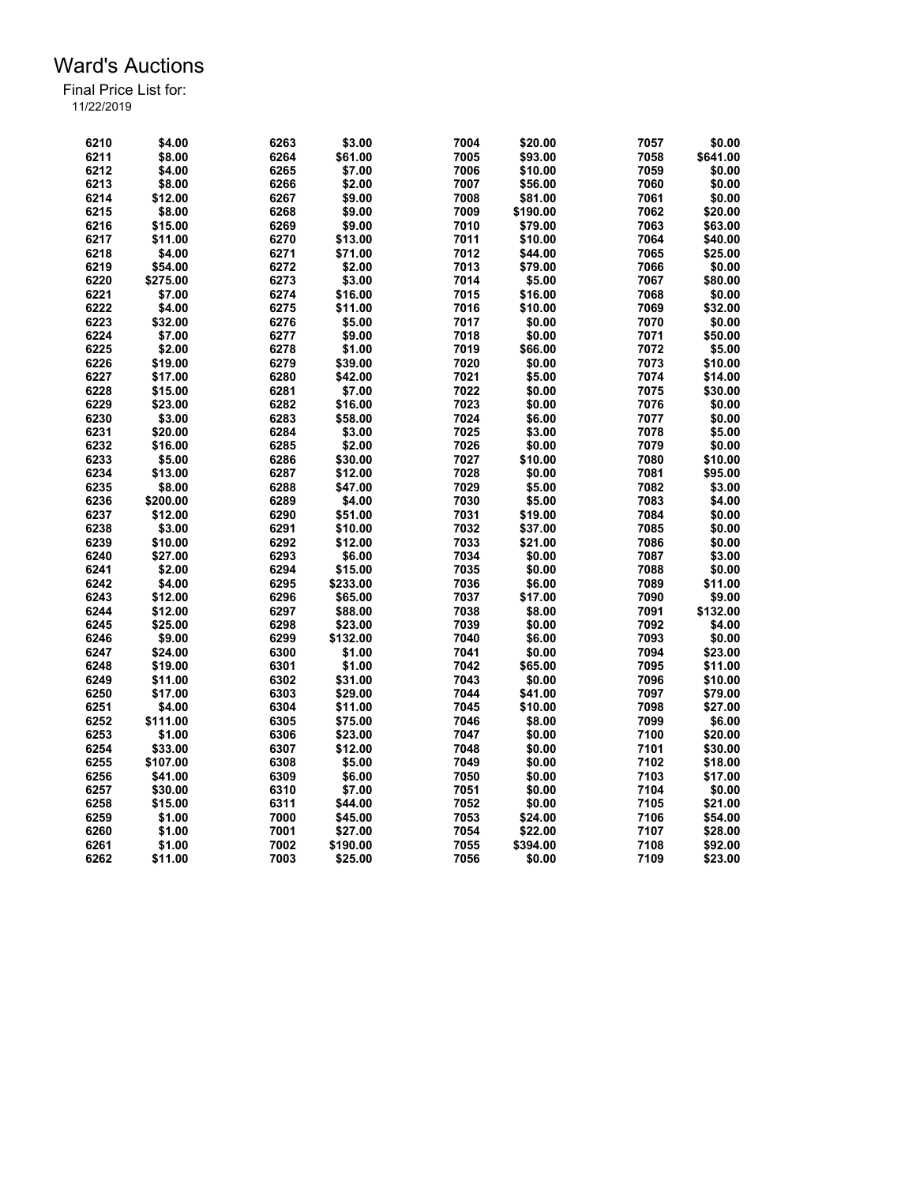# Ward's Auctions

Final Price List for:
11/22/2019

| Lot | Price | Lot | Price | Lot | Price | Lot | Price |
|---|---|---|---|---|---|---|---|
| 6210 | $4.00 | 6263 | $3.00 | 7004 | $20.00 | 7057 | $0.00 |
| 6211 | $8.00 | 6264 | $61.00 | 7005 | $93.00 | 7058 | $641.00 |
| 6212 | $4.00 | 6265 | $7.00 | 7006 | $10.00 | 7059 | $0.00 |
| 6213 | $8.00 | 6266 | $2.00 | 7007 | $56.00 | 7060 | $0.00 |
| 6214 | $12.00 | 6267 | $9.00 | 7008 | $81.00 | 7061 | $0.00 |
| 6215 | $8.00 | 6268 | $9.00 | 7009 | $190.00 | 7062 | $20.00 |
| 6216 | $15.00 | 6269 | $9.00 | 7010 | $79.00 | 7063 | $63.00 |
| 6217 | $11.00 | 6270 | $13.00 | 7011 | $10.00 | 7064 | $40.00 |
| 6218 | $4.00 | 6271 | $71.00 | 7012 | $44.00 | 7065 | $25.00 |
| 6219 | $54.00 | 6272 | $2.00 | 7013 | $79.00 | 7066 | $0.00 |
| 6220 | $275.00 | 6273 | $3.00 | 7014 | $5.00 | 7067 | $80.00 |
| 6221 | $7.00 | 6274 | $16.00 | 7015 | $16.00 | 7068 | $0.00 |
| 6222 | $4.00 | 6275 | $11.00 | 7016 | $10.00 | 7069 | $32.00 |
| 6223 | $32.00 | 6276 | $5.00 | 7017 | $0.00 | 7070 | $0.00 |
| 6224 | $7.00 | 6277 | $9.00 | 7018 | $0.00 | 7071 | $50.00 |
| 6225 | $2.00 | 6278 | $1.00 | 7019 | $66.00 | 7072 | $5.00 |
| 6226 | $19.00 | 6279 | $39.00 | 7020 | $0.00 | 7073 | $10.00 |
| 6227 | $17.00 | 6280 | $42.00 | 7021 | $5.00 | 7074 | $14.00 |
| 6228 | $15.00 | 6281 | $7.00 | 7022 | $0.00 | 7075 | $30.00 |
| 6229 | $23.00 | 6282 | $16.00 | 7023 | $0.00 | 7076 | $0.00 |
| 6230 | $3.00 | 6283 | $58.00 | 7024 | $6.00 | 7077 | $0.00 |
| 6231 | $20.00 | 6284 | $3.00 | 7025 | $3.00 | 7078 | $5.00 |
| 6232 | $16.00 | 6285 | $2.00 | 7026 | $0.00 | 7079 | $0.00 |
| 6233 | $5.00 | 6286 | $30.00 | 7027 | $10.00 | 7080 | $10.00 |
| 6234 | $13.00 | 6287 | $12.00 | 7028 | $0.00 | 7081 | $95.00 |
| 6235 | $8.00 | 6288 | $47.00 | 7029 | $5.00 | 7082 | $3.00 |
| 6236 | $200.00 | 6289 | $4.00 | 7030 | $5.00 | 7083 | $4.00 |
| 6237 | $12.00 | 6290 | $51.00 | 7031 | $19.00 | 7084 | $0.00 |
| 6238 | $3.00 | 6291 | $10.00 | 7032 | $37.00 | 7085 | $0.00 |
| 6239 | $10.00 | 6292 | $12.00 | 7033 | $21.00 | 7086 | $0.00 |
| 6240 | $27.00 | 6293 | $6.00 | 7034 | $0.00 | 7087 | $3.00 |
| 6241 | $2.00 | 6294 | $15.00 | 7035 | $0.00 | 7088 | $0.00 |
| 6242 | $4.00 | 6295 | $233.00 | 7036 | $6.00 | 7089 | $11.00 |
| 6243 | $12.00 | 6296 | $65.00 | 7037 | $17.00 | 7090 | $9.00 |
| 6244 | $12.00 | 6297 | $88.00 | 7038 | $8.00 | 7091 | $132.00 |
| 6245 | $25.00 | 6298 | $23.00 | 7039 | $0.00 | 7092 | $4.00 |
| 6246 | $9.00 | 6299 | $132.00 | 7040 | $6.00 | 7093 | $0.00 |
| 6247 | $24.00 | 6300 | $1.00 | 7041 | $0.00 | 7094 | $23.00 |
| 6248 | $19.00 | 6301 | $1.00 | 7042 | $65.00 | 7095 | $11.00 |
| 6249 | $11.00 | 6302 | $31.00 | 7043 | $0.00 | 7096 | $10.00 |
| 6250 | $17.00 | 6303 | $29.00 | 7044 | $41.00 | 7097 | $79.00 |
| 6251 | $4.00 | 6304 | $11.00 | 7045 | $10.00 | 7098 | $27.00 |
| 6252 | $111.00 | 6305 | $75.00 | 7046 | $8.00 | 7099 | $6.00 |
| 6253 | $1.00 | 6306 | $23.00 | 7047 | $0.00 | 7100 | $20.00 |
| 6254 | $33.00 | 6307 | $12.00 | 7048 | $0.00 | 7101 | $30.00 |
| 6255 | $107.00 | 6308 | $5.00 | 7049 | $0.00 | 7102 | $18.00 |
| 6256 | $41.00 | 6309 | $6.00 | 7050 | $0.00 | 7103 | $17.00 |
| 6257 | $30.00 | 6310 | $7.00 | 7051 | $0.00 | 7104 | $0.00 |
| 6258 | $15.00 | 6311 | $44.00 | 7052 | $0.00 | 7105 | $21.00 |
| 6259 | $1.00 | 7000 | $45.00 | 7053 | $24.00 | 7106 | $54.00 |
| 6260 | $1.00 | 7001 | $27.00 | 7054 | $22.00 | 7107 | $28.00 |
| 6261 | $1.00 | 7002 | $190.00 | 7055 | $394.00 | 7108 | $92.00 |
| 6262 | $11.00 | 7003 | $25.00 | 7056 | $0.00 | 7109 | $23.00 |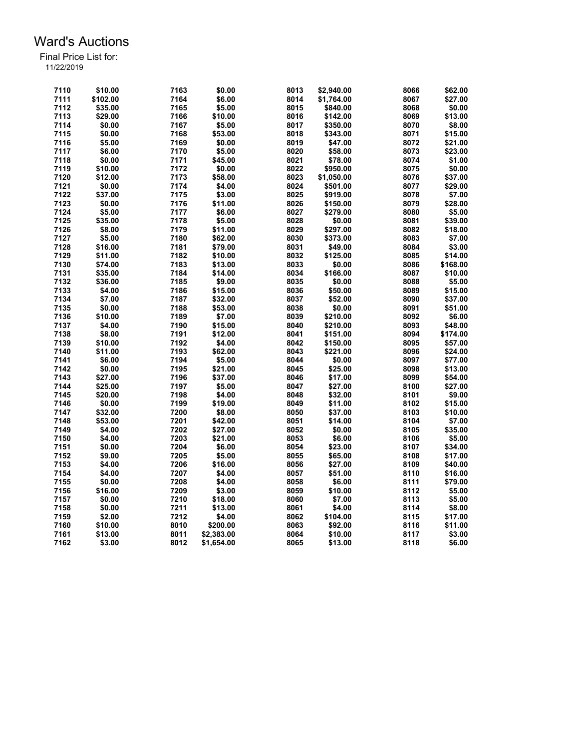# Ward's Auctions

Final Price List for:
11/22/2019

| Lot | Price | Lot | Price | Lot | Price | Lot | Price |
|---|---|---|---|---|---|---|---|
| 7110 | $10.00 | 7163 | $0.00 | 8013 | $2,940.00 | 8066 | $62.00 |
| 7111 | $102.00 | 7164 | $6.00 | 8014 | $1,764.00 | 8067 | $27.00 |
| 7112 | $35.00 | 7165 | $5.00 | 8015 | $840.00 | 8068 | $0.00 |
| 7113 | $29.00 | 7166 | $10.00 | 8016 | $142.00 | 8069 | $13.00 |
| 7114 | $0.00 | 7167 | $5.00 | 8017 | $350.00 | 8070 | $8.00 |
| 7115 | $0.00 | 7168 | $53.00 | 8018 | $343.00 | 8071 | $15.00 |
| 7116 | $5.00 | 7169 | $0.00 | 8019 | $47.00 | 8072 | $21.00 |
| 7117 | $6.00 | 7170 | $5.00 | 8020 | $58.00 | 8073 | $23.00 |
| 7118 | $0.00 | 7171 | $45.00 | 8021 | $78.00 | 8074 | $1.00 |
| 7119 | $10.00 | 7172 | $0.00 | 8022 | $950.00 | 8075 | $0.00 |
| 7120 | $12.00 | 7173 | $58.00 | 8023 | $1,050.00 | 8076 | $37.00 |
| 7121 | $0.00 | 7174 | $4.00 | 8024 | $501.00 | 8077 | $29.00 |
| 7122 | $37.00 | 7175 | $3.00 | 8025 | $919.00 | 8078 | $7.00 |
| 7123 | $0.00 | 7176 | $11.00 | 8026 | $150.00 | 8079 | $28.00 |
| 7124 | $5.00 | 7177 | $6.00 | 8027 | $279.00 | 8080 | $5.00 |
| 7125 | $35.00 | 7178 | $5.00 | 8028 | $0.00 | 8081 | $39.00 |
| 7126 | $8.00 | 7179 | $11.00 | 8029 | $297.00 | 8082 | $18.00 |
| 7127 | $5.00 | 7180 | $62.00 | 8030 | $373.00 | 8083 | $7.00 |
| 7128 | $16.00 | 7181 | $79.00 | 8031 | $49.00 | 8084 | $3.00 |
| 7129 | $11.00 | 7182 | $10.00 | 8032 | $125.00 | 8085 | $14.00 |
| 7130 | $74.00 | 7183 | $13.00 | 8033 | $0.00 | 8086 | $168.00 |
| 7131 | $35.00 | 7184 | $14.00 | 8034 | $166.00 | 8087 | $10.00 |
| 7132 | $36.00 | 7185 | $9.00 | 8035 | $0.00 | 8088 | $5.00 |
| 7133 | $4.00 | 7186 | $15.00 | 8036 | $50.00 | 8089 | $15.00 |
| 7134 | $7.00 | 7187 | $32.00 | 8037 | $52.00 | 8090 | $37.00 |
| 7135 | $0.00 | 7188 | $53.00 | 8038 | $0.00 | 8091 | $51.00 |
| 7136 | $10.00 | 7189 | $7.00 | 8039 | $210.00 | 8092 | $6.00 |
| 7137 | $4.00 | 7190 | $15.00 | 8040 | $210.00 | 8093 | $48.00 |
| 7138 | $8.00 | 7191 | $12.00 | 8041 | $151.00 | 8094 | $174.00 |
| 7139 | $10.00 | 7192 | $4.00 | 8042 | $150.00 | 8095 | $57.00 |
| 7140 | $11.00 | 7193 | $62.00 | 8043 | $221.00 | 8096 | $24.00 |
| 7141 | $6.00 | 7194 | $5.00 | 8044 | $0.00 | 8097 | $77.00 |
| 7142 | $0.00 | 7195 | $21.00 | 8045 | $25.00 | 8098 | $13.00 |
| 7143 | $27.00 | 7196 | $37.00 | 8046 | $17.00 | 8099 | $54.00 |
| 7144 | $25.00 | 7197 | $5.00 | 8047 | $27.00 | 8100 | $27.00 |
| 7145 | $20.00 | 7198 | $4.00 | 8048 | $32.00 | 8101 | $9.00 |
| 7146 | $0.00 | 7199 | $19.00 | 8049 | $11.00 | 8102 | $15.00 |
| 7147 | $32.00 | 7200 | $8.00 | 8050 | $37.00 | 8103 | $10.00 |
| 7148 | $53.00 | 7201 | $42.00 | 8051 | $14.00 | 8104 | $7.00 |
| 7149 | $4.00 | 7202 | $27.00 | 8052 | $0.00 | 8105 | $35.00 |
| 7150 | $4.00 | 7203 | $21.00 | 8053 | $6.00 | 8106 | $5.00 |
| 7151 | $0.00 | 7204 | $6.00 | 8054 | $23.00 | 8107 | $34.00 |
| 7152 | $9.00 | 7205 | $5.00 | 8055 | $65.00 | 8108 | $17.00 |
| 7153 | $4.00 | 7206 | $16.00 | 8056 | $27.00 | 8109 | $40.00 |
| 7154 | $4.00 | 7207 | $4.00 | 8057 | $51.00 | 8110 | $16.00 |
| 7155 | $0.00 | 7208 | $4.00 | 8058 | $6.00 | 8111 | $79.00 |
| 7156 | $16.00 | 7209 | $3.00 | 8059 | $10.00 | 8112 | $5.00 |
| 7157 | $0.00 | 7210 | $18.00 | 8060 | $7.00 | 8113 | $5.00 |
| 7158 | $0.00 | 7211 | $13.00 | 8061 | $4.00 | 8114 | $8.00 |
| 7159 | $2.00 | 7212 | $4.00 | 8062 | $104.00 | 8115 | $17.00 |
| 7160 | $10.00 | 8010 | $200.00 | 8063 | $92.00 | 8116 | $11.00 |
| 7161 | $13.00 | 8011 | $2,383.00 | 8064 | $10.00 | 8117 | $3.00 |
| 7162 | $3.00 | 8012 | $1,654.00 | 8065 | $13.00 | 8118 | $6.00 |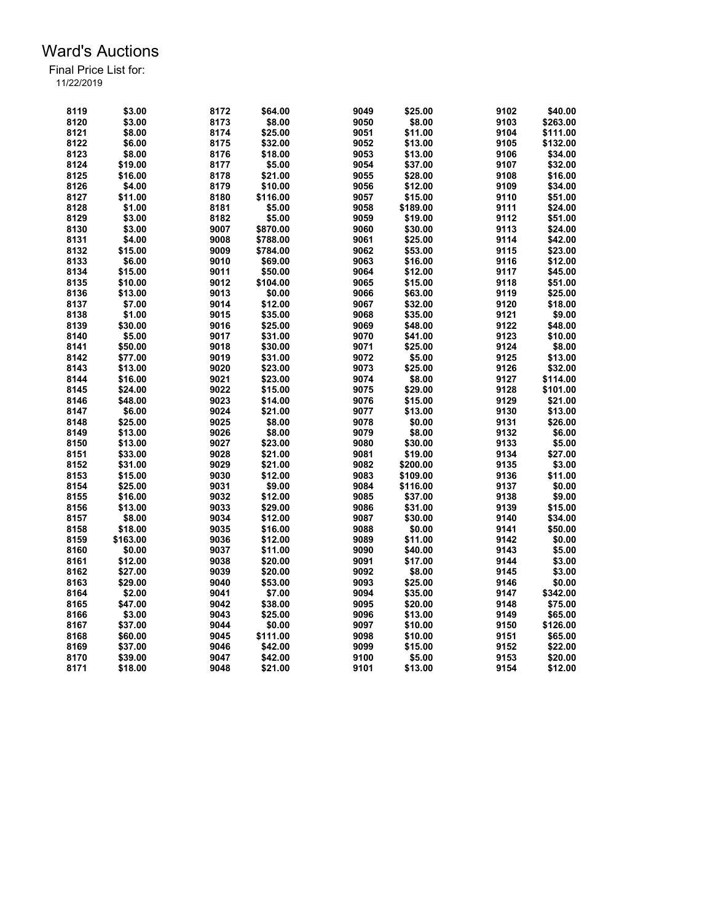# Ward's Auctions

Final Price List for:
11/22/2019

| Lot | Price | Lot | Price | Lot | Price | Lot | Price |
|---|---|---|---|---|---|---|---|
| 8119 | $3.00 | 8172 | $64.00 | 9049 | $25.00 | 9102 | $40.00 |
| 8120 | $3.00 | 8173 | $8.00 | 9050 | $8.00 | 9103 | $263.00 |
| 8121 | $8.00 | 8174 | $25.00 | 9051 | $11.00 | 9104 | $111.00 |
| 8122 | $6.00 | 8175 | $32.00 | 9052 | $13.00 | 9105 | $132.00 |
| 8123 | $8.00 | 8176 | $18.00 | 9053 | $13.00 | 9106 | $34.00 |
| 8124 | $19.00 | 8177 | $5.00 | 9054 | $37.00 | 9107 | $32.00 |
| 8125 | $16.00 | 8178 | $21.00 | 9055 | $28.00 | 9108 | $16.00 |
| 8126 | $4.00 | 8179 | $10.00 | 9056 | $12.00 | 9109 | $34.00 |
| 8127 | $11.00 | 8180 | $116.00 | 9057 | $15.00 | 9110 | $51.00 |
| 8128 | $1.00 | 8181 | $5.00 | 9058 | $189.00 | 9111 | $24.00 |
| 8129 | $3.00 | 8182 | $5.00 | 9059 | $19.00 | 9112 | $51.00 |
| 8130 | $3.00 | 9007 | $870.00 | 9060 | $30.00 | 9113 | $24.00 |
| 8131 | $4.00 | 9008 | $788.00 | 9061 | $25.00 | 9114 | $42.00 |
| 8132 | $15.00 | 9009 | $784.00 | 9062 | $53.00 | 9115 | $23.00 |
| 8133 | $6.00 | 9010 | $69.00 | 9063 | $16.00 | 9116 | $12.00 |
| 8134 | $15.00 | 9011 | $50.00 | 9064 | $12.00 | 9117 | $45.00 |
| 8135 | $10.00 | 9012 | $104.00 | 9065 | $15.00 | 9118 | $51.00 |
| 8136 | $13.00 | 9013 | $0.00 | 9066 | $63.00 | 9119 | $25.00 |
| 8137 | $7.00 | 9014 | $12.00 | 9067 | $32.00 | 9120 | $18.00 |
| 8138 | $1.00 | 9015 | $35.00 | 9068 | $35.00 | 9121 | $9.00 |
| 8139 | $30.00 | 9016 | $25.00 | 9069 | $48.00 | 9122 | $48.00 |
| 8140 | $5.00 | 9017 | $31.00 | 9070 | $41.00 | 9123 | $10.00 |
| 8141 | $50.00 | 9018 | $30.00 | 9071 | $25.00 | 9124 | $8.00 |
| 8142 | $77.00 | 9019 | $31.00 | 9072 | $5.00 | 9125 | $13.00 |
| 8143 | $13.00 | 9020 | $23.00 | 9073 | $25.00 | 9126 | $32.00 |
| 8144 | $16.00 | 9021 | $23.00 | 9074 | $8.00 | 9127 | $114.00 |
| 8145 | $24.00 | 9022 | $15.00 | 9075 | $29.00 | 9128 | $101.00 |
| 8146 | $48.00 | 9023 | $14.00 | 9076 | $15.00 | 9129 | $21.00 |
| 8147 | $6.00 | 9024 | $21.00 | 9077 | $13.00 | 9130 | $13.00 |
| 8148 | $25.00 | 9025 | $8.00 | 9078 | $0.00 | 9131 | $26.00 |
| 8149 | $13.00 | 9026 | $8.00 | 9079 | $8.00 | 9132 | $6.00 |
| 8150 | $13.00 | 9027 | $23.00 | 9080 | $30.00 | 9133 | $5.00 |
| 8151 | $33.00 | 9028 | $21.00 | 9081 | $19.00 | 9134 | $27.00 |
| 8152 | $31.00 | 9029 | $21.00 | 9082 | $200.00 | 9135 | $3.00 |
| 8153 | $15.00 | 9030 | $12.00 | 9083 | $109.00 | 9136 | $11.00 |
| 8154 | $25.00 | 9031 | $9.00 | 9084 | $116.00 | 9137 | $0.00 |
| 8155 | $16.00 | 9032 | $12.00 | 9085 | $37.00 | 9138 | $9.00 |
| 8156 | $13.00 | 9033 | $29.00 | 9086 | $31.00 | 9139 | $15.00 |
| 8157 | $8.00 | 9034 | $12.00 | 9087 | $30.00 | 9140 | $34.00 |
| 8158 | $18.00 | 9035 | $16.00 | 9088 | $0.00 | 9141 | $50.00 |
| 8159 | $163.00 | 9036 | $12.00 | 9089 | $11.00 | 9142 | $0.00 |
| 8160 | $0.00 | 9037 | $11.00 | 9090 | $40.00 | 9143 | $5.00 |
| 8161 | $12.00 | 9038 | $20.00 | 9091 | $17.00 | 9144 | $3.00 |
| 8162 | $27.00 | 9039 | $20.00 | 9092 | $8.00 | 9145 | $3.00 |
| 8163 | $29.00 | 9040 | $53.00 | 9093 | $25.00 | 9146 | $0.00 |
| 8164 | $2.00 | 9041 | $7.00 | 9094 | $35.00 | 9147 | $342.00 |
| 8165 | $47.00 | 9042 | $38.00 | 9095 | $20.00 | 9148 | $75.00 |
| 8166 | $3.00 | 9043 | $25.00 | 9096 | $13.00 | 9149 | $65.00 |
| 8167 | $37.00 | 9044 | $0.00 | 9097 | $10.00 | 9150 | $126.00 |
| 8168 | $60.00 | 9045 | $111.00 | 9098 | $10.00 | 9151 | $65.00 |
| 8169 | $37.00 | 9046 | $42.00 | 9099 | $15.00 | 9152 | $22.00 |
| 8170 | $39.00 | 9047 | $42.00 | 9100 | $5.00 | 9153 | $20.00 |
| 8171 | $18.00 | 9048 | $21.00 | 9101 | $13.00 | 9154 | $12.00 |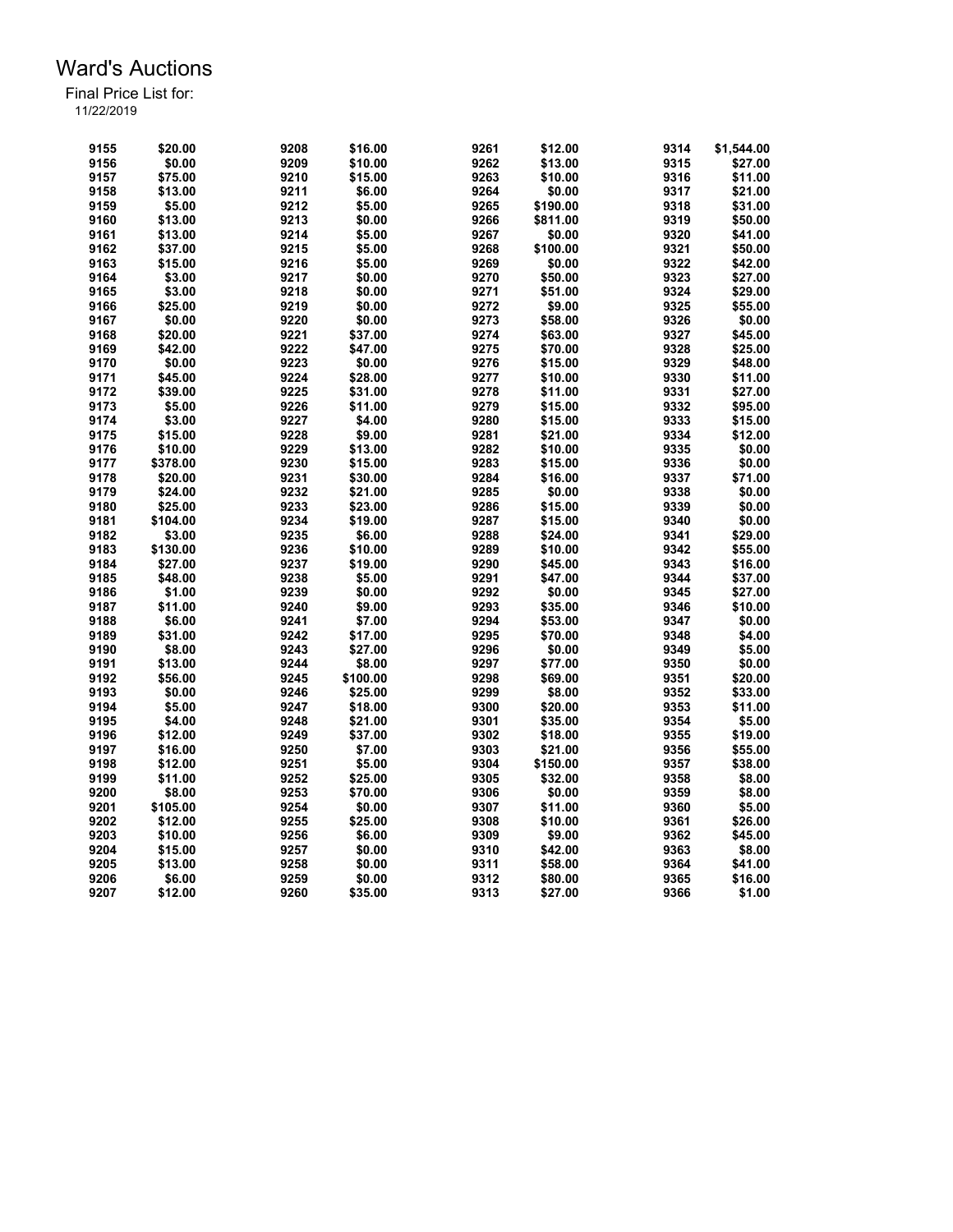# Ward's Auctions

Final Price List for:

11/22/2019

| Lot | Price | Lot | Price | Lot | Price | Lot | Price |
|---|---|---|---|---|---|---|---|
| 9155 | $20.00 | 9208 | $16.00 | 9261 | $12.00 | 9314 | $1,544.00 |
| 9156 | $0.00 | 9209 | $10.00 | 9262 | $13.00 | 9315 | $27.00 |
| 9157 | $75.00 | 9210 | $15.00 | 9263 | $10.00 | 9316 | $11.00 |
| 9158 | $13.00 | 9211 | $6.00 | 9264 | $0.00 | 9317 | $21.00 |
| 9159 | $5.00 | 9212 | $5.00 | 9265 | $190.00 | 9318 | $31.00 |
| 9160 | $13.00 | 9213 | $0.00 | 9266 | $811.00 | 9319 | $50.00 |
| 9161 | $13.00 | 9214 | $5.00 | 9267 | $0.00 | 9320 | $41.00 |
| 9162 | $37.00 | 9215 | $5.00 | 9268 | $100.00 | 9321 | $50.00 |
| 9163 | $15.00 | 9216 | $5.00 | 9269 | $0.00 | 9322 | $42.00 |
| 9164 | $3.00 | 9217 | $0.00 | 9270 | $50.00 | 9323 | $27.00 |
| 9165 | $3.00 | 9218 | $0.00 | 9271 | $51.00 | 9324 | $29.00 |
| 9166 | $25.00 | 9219 | $0.00 | 9272 | $9.00 | 9325 | $55.00 |
| 9167 | $0.00 | 9220 | $0.00 | 9273 | $58.00 | 9326 | $0.00 |
| 9168 | $20.00 | 9221 | $37.00 | 9274 | $63.00 | 9327 | $45.00 |
| 9169 | $42.00 | 9222 | $47.00 | 9275 | $70.00 | 9328 | $25.00 |
| 9170 | $0.00 | 9223 | $0.00 | 9276 | $15.00 | 9329 | $48.00 |
| 9171 | $45.00 | 9224 | $28.00 | 9277 | $10.00 | 9330 | $11.00 |
| 9172 | $39.00 | 9225 | $31.00 | 9278 | $11.00 | 9331 | $27.00 |
| 9173 | $5.00 | 9226 | $11.00 | 9279 | $15.00 | 9332 | $95.00 |
| 9174 | $3.00 | 9227 | $4.00 | 9280 | $15.00 | 9333 | $15.00 |
| 9175 | $15.00 | 9228 | $9.00 | 9281 | $21.00 | 9334 | $12.00 |
| 9176 | $10.00 | 9229 | $13.00 | 9282 | $10.00 | 9335 | $0.00 |
| 9177 | $378.00 | 9230 | $15.00 | 9283 | $15.00 | 9336 | $0.00 |
| 9178 | $20.00 | 9231 | $30.00 | 9284 | $16.00 | 9337 | $71.00 |
| 9179 | $24.00 | 9232 | $21.00 | 9285 | $0.00 | 9338 | $0.00 |
| 9180 | $25.00 | 9233 | $23.00 | 9286 | $15.00 | 9339 | $0.00 |
| 9181 | $104.00 | 9234 | $19.00 | 9287 | $15.00 | 9340 | $0.00 |
| 9182 | $3.00 | 9235 | $6.00 | 9288 | $24.00 | 9341 | $29.00 |
| 9183 | $130.00 | 9236 | $10.00 | 9289 | $10.00 | 9342 | $55.00 |
| 9184 | $27.00 | 9237 | $19.00 | 9290 | $45.00 | 9343 | $16.00 |
| 9185 | $48.00 | 9238 | $5.00 | 9291 | $47.00 | 9344 | $37.00 |
| 9186 | $1.00 | 9239 | $0.00 | 9292 | $0.00 | 9345 | $27.00 |
| 9187 | $11.00 | 9240 | $9.00 | 9293 | $35.00 | 9346 | $10.00 |
| 9188 | $6.00 | 9241 | $7.00 | 9294 | $53.00 | 9347 | $0.00 |
| 9189 | $31.00 | 9242 | $17.00 | 9295 | $70.00 | 9348 | $4.00 |
| 9190 | $8.00 | 9243 | $27.00 | 9296 | $0.00 | 9349 | $5.00 |
| 9191 | $13.00 | 9244 | $8.00 | 9297 | $77.00 | 9350 | $0.00 |
| 9192 | $56.00 | 9245 | $100.00 | 9298 | $69.00 | 9351 | $20.00 |
| 9193 | $0.00 | 9246 | $25.00 | 9299 | $8.00 | 9352 | $33.00 |
| 9194 | $5.00 | 9247 | $18.00 | 9300 | $20.00 | 9353 | $11.00 |
| 9195 | $4.00 | 9248 | $21.00 | 9301 | $35.00 | 9354 | $5.00 |
| 9196 | $12.00 | 9249 | $37.00 | 9302 | $18.00 | 9355 | $19.00 |
| 9197 | $16.00 | 9250 | $7.00 | 9303 | $21.00 | 9356 | $55.00 |
| 9198 | $12.00 | 9251 | $5.00 | 9304 | $150.00 | 9357 | $38.00 |
| 9199 | $11.00 | 9252 | $25.00 | 9305 | $32.00 | 9358 | $8.00 |
| 9200 | $8.00 | 9253 | $70.00 | 9306 | $0.00 | 9359 | $8.00 |
| 9201 | $105.00 | 9254 | $0.00 | 9307 | $11.00 | 9360 | $5.00 |
| 9202 | $12.00 | 9255 | $25.00 | 9308 | $10.00 | 9361 | $26.00 |
| 9203 | $10.00 | 9256 | $6.00 | 9309 | $9.00 | 9362 | $45.00 |
| 9204 | $15.00 | 9257 | $0.00 | 9310 | $42.00 | 9363 | $8.00 |
| 9205 | $13.00 | 9258 | $0.00 | 9311 | $58.00 | 9364 | $41.00 |
| 9206 | $6.00 | 9259 | $0.00 | 9312 | $80.00 | 9365 | $16.00 |
| 9207 | $12.00 | 9260 | $35.00 | 9313 | $27.00 | 9366 | $1.00 |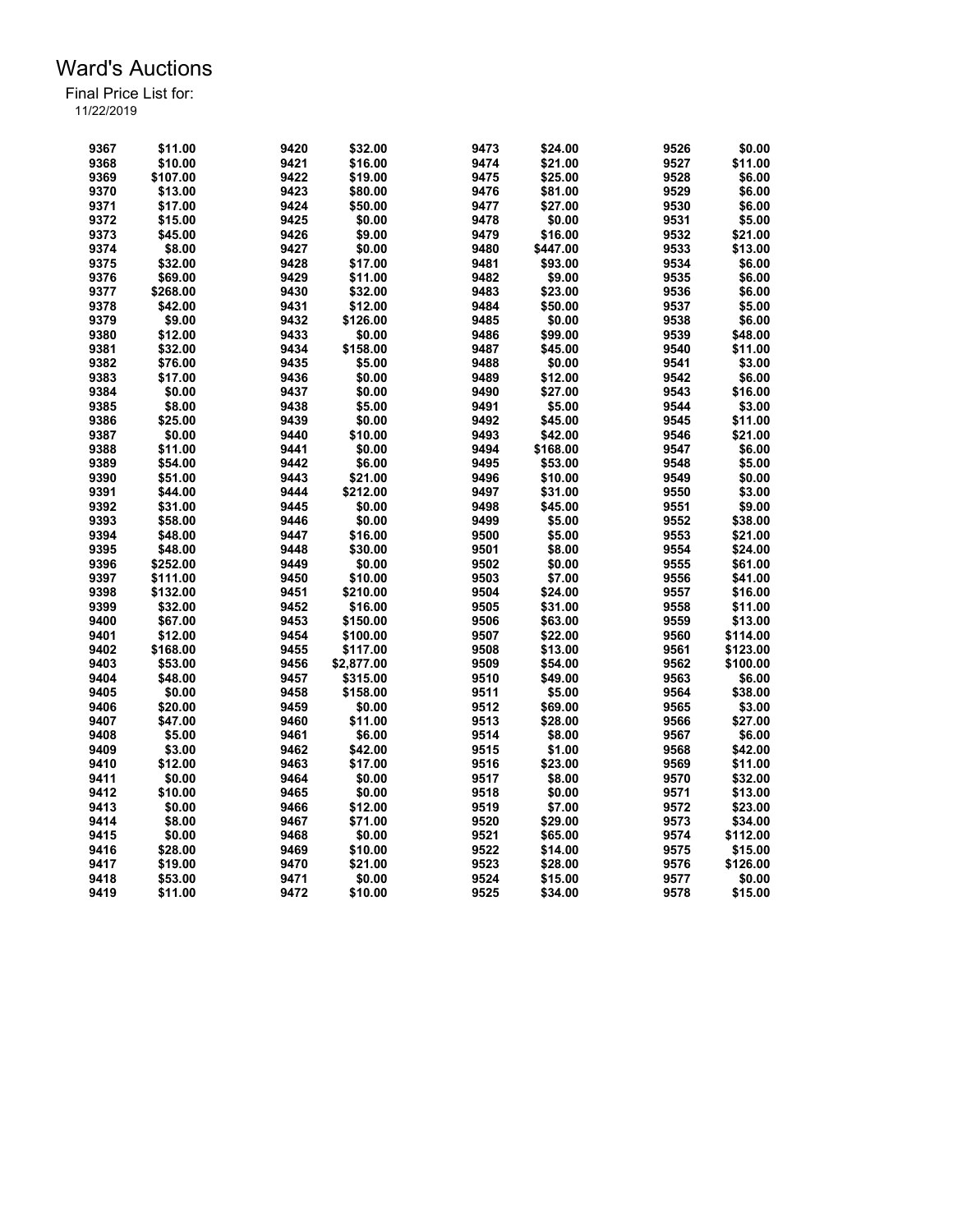# Ward's Auctions

Final Price List for:
11/22/2019

| Lot | Price | Lot | Price | Lot | Price | Lot | Price |
|---|---|---|---|---|---|---|---|
| 9367 | $11.00 | 9420 | $32.00 | 9473 | $24.00 | 9526 | $0.00 |
| 9368 | $10.00 | 9421 | $16.00 | 9474 | $21.00 | 9527 | $11.00 |
| 9369 | $107.00 | 9422 | $19.00 | 9475 | $25.00 | 9528 | $6.00 |
| 9370 | $13.00 | 9423 | $80.00 | 9476 | $81.00 | 9529 | $6.00 |
| 9371 | $17.00 | 9424 | $50.00 | 9477 | $27.00 | 9530 | $6.00 |
| 9372 | $15.00 | 9425 | $0.00 | 9478 | $0.00 | 9531 | $5.00 |
| 9373 | $45.00 | 9426 | $9.00 | 9479 | $16.00 | 9532 | $21.00 |
| 9374 | $8.00 | 9427 | $0.00 | 9480 | $447.00 | 9533 | $13.00 |
| 9375 | $32.00 | 9428 | $17.00 | 9481 | $93.00 | 9534 | $6.00 |
| 9376 | $69.00 | 9429 | $11.00 | 9482 | $9.00 | 9535 | $6.00 |
| 9377 | $268.00 | 9430 | $32.00 | 9483 | $23.00 | 9536 | $6.00 |
| 9378 | $42.00 | 9431 | $12.00 | 9484 | $50.00 | 9537 | $5.00 |
| 9379 | $9.00 | 9432 | $126.00 | 9485 | $0.00 | 9538 | $6.00 |
| 9380 | $12.00 | 9433 | $0.00 | 9486 | $99.00 | 9539 | $48.00 |
| 9381 | $32.00 | 9434 | $158.00 | 9487 | $45.00 | 9540 | $11.00 |
| 9382 | $76.00 | 9435 | $5.00 | 9488 | $0.00 | 9541 | $3.00 |
| 9383 | $17.00 | 9436 | $0.00 | 9489 | $12.00 | 9542 | $6.00 |
| 9384 | $0.00 | 9437 | $0.00 | 9490 | $27.00 | 9543 | $16.00 |
| 9385 | $8.00 | 9438 | $5.00 | 9491 | $5.00 | 9544 | $3.00 |
| 9386 | $25.00 | 9439 | $0.00 | 9492 | $45.00 | 9545 | $11.00 |
| 9387 | $0.00 | 9440 | $10.00 | 9493 | $42.00 | 9546 | $21.00 |
| 9388 | $11.00 | 9441 | $0.00 | 9494 | $168.00 | 9547 | $6.00 |
| 9389 | $54.00 | 9442 | $6.00 | 9495 | $53.00 | 9548 | $5.00 |
| 9390 | $51.00 | 9443 | $21.00 | 9496 | $10.00 | 9549 | $0.00 |
| 9391 | $44.00 | 9444 | $212.00 | 9497 | $31.00 | 9550 | $3.00 |
| 9392 | $31.00 | 9445 | $0.00 | 9498 | $45.00 | 9551 | $9.00 |
| 9393 | $58.00 | 9446 | $0.00 | 9499 | $5.00 | 9552 | $38.00 |
| 9394 | $48.00 | 9447 | $16.00 | 9500 | $5.00 | 9553 | $21.00 |
| 9395 | $48.00 | 9448 | $30.00 | 9501 | $8.00 | 9554 | $24.00 |
| 9396 | $252.00 | 9449 | $0.00 | 9502 | $0.00 | 9555 | $61.00 |
| 9397 | $111.00 | 9450 | $10.00 | 9503 | $7.00 | 9556 | $41.00 |
| 9398 | $132.00 | 9451 | $210.00 | 9504 | $24.00 | 9557 | $16.00 |
| 9399 | $32.00 | 9452 | $16.00 | 9505 | $31.00 | 9558 | $11.00 |
| 9400 | $67.00 | 9453 | $150.00 | 9506 | $63.00 | 9559 | $13.00 |
| 9401 | $12.00 | 9454 | $100.00 | 9507 | $22.00 | 9560 | $114.00 |
| 9402 | $168.00 | 9455 | $117.00 | 9508 | $13.00 | 9561 | $123.00 |
| 9403 | $53.00 | 9456 | $2,877.00 | 9509 | $54.00 | 9562 | $100.00 |
| 9404 | $48.00 | 9457 | $315.00 | 9510 | $49.00 | 9563 | $6.00 |
| 9405 | $0.00 | 9458 | $158.00 | 9511 | $5.00 | 9564 | $38.00 |
| 9406 | $20.00 | 9459 | $0.00 | 9512 | $69.00 | 9565 | $3.00 |
| 9407 | $47.00 | 9460 | $11.00 | 9513 | $28.00 | 9566 | $27.00 |
| 9408 | $5.00 | 9461 | $6.00 | 9514 | $8.00 | 9567 | $6.00 |
| 9409 | $3.00 | 9462 | $42.00 | 9515 | $1.00 | 9568 | $42.00 |
| 9410 | $12.00 | 9463 | $17.00 | 9516 | $23.00 | 9569 | $11.00 |
| 9411 | $0.00 | 9464 | $0.00 | 9517 | $8.00 | 9570 | $32.00 |
| 9412 | $10.00 | 9465 | $0.00 | 9518 | $0.00 | 9571 | $13.00 |
| 9413 | $0.00 | 9466 | $12.00 | 9519 | $7.00 | 9572 | $23.00 |
| 9414 | $8.00 | 9467 | $71.00 | 9520 | $29.00 | 9573 | $34.00 |
| 9415 | $0.00 | 9468 | $0.00 | 9521 | $65.00 | 9574 | $112.00 |
| 9416 | $28.00 | 9469 | $10.00 | 9522 | $14.00 | 9575 | $15.00 |
| 9417 | $19.00 | 9470 | $21.00 | 9523 | $28.00 | 9576 | $126.00 |
| 9418 | $53.00 | 9471 | $0.00 | 9524 | $15.00 | 9577 | $0.00 |
| 9419 | $11.00 | 9472 | $10.00 | 9525 | $34.00 | 9578 | $15.00 |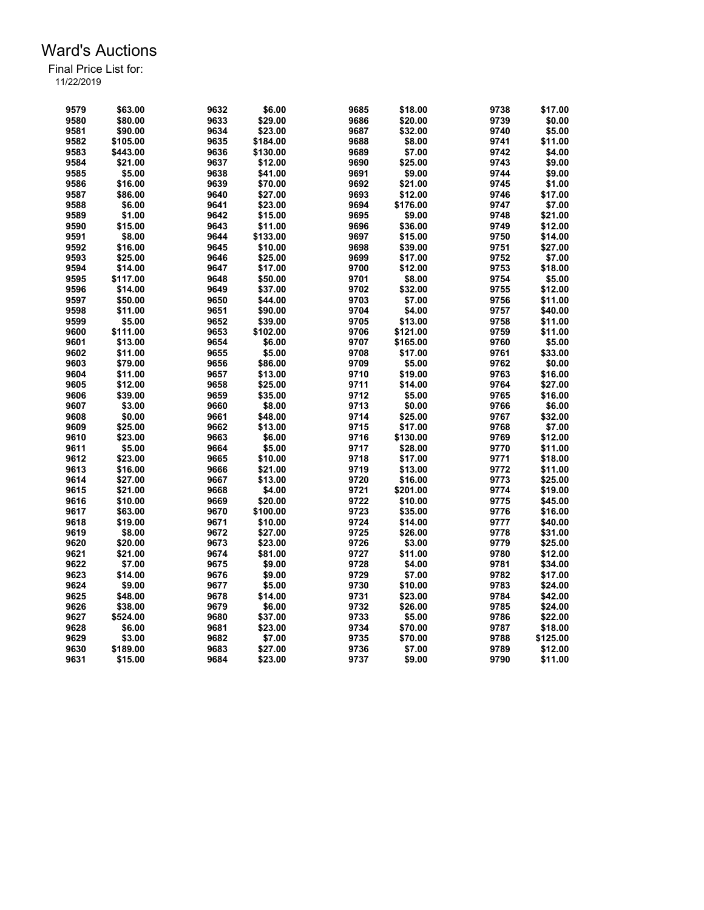# Ward's Auctions

Final Price List for:
11/22/2019

| Lot | Price | Lot | Price | Lot | Price | Lot | Price |
|---|---|---|---|---|---|---|---|
| 9579 | $63.00 | 9632 | $6.00 | 9685 | $18.00 | 9738 | $17.00 |
| 9580 | $80.00 | 9633 | $29.00 | 9686 | $20.00 | 9739 | $0.00 |
| 9581 | $90.00 | 9634 | $23.00 | 9687 | $32.00 | 9740 | $5.00 |
| 9582 | $105.00 | 9635 | $184.00 | 9688 | $8.00 | 9741 | $11.00 |
| 9583 | $443.00 | 9636 | $130.00 | 9689 | $7.00 | 9742 | $4.00 |
| 9584 | $21.00 | 9637 | $12.00 | 9690 | $25.00 | 9743 | $9.00 |
| 9585 | $5.00 | 9638 | $41.00 | 9691 | $9.00 | 9744 | $9.00 |
| 9586 | $16.00 | 9639 | $70.00 | 9692 | $21.00 | 9745 | $1.00 |
| 9587 | $86.00 | 9640 | $27.00 | 9693 | $12.00 | 9746 | $17.00 |
| 9588 | $6.00 | 9641 | $23.00 | 9694 | $176.00 | 9747 | $7.00 |
| 9589 | $1.00 | 9642 | $15.00 | 9695 | $9.00 | 9748 | $21.00 |
| 9590 | $15.00 | 9643 | $11.00 | 9696 | $36.00 | 9749 | $12.00 |
| 9591 | $8.00 | 9644 | $133.00 | 9697 | $15.00 | 9750 | $14.00 |
| 9592 | $16.00 | 9645 | $10.00 | 9698 | $39.00 | 9751 | $27.00 |
| 9593 | $25.00 | 9646 | $25.00 | 9699 | $17.00 | 9752 | $7.00 |
| 9594 | $14.00 | 9647 | $17.00 | 9700 | $12.00 | 9753 | $18.00 |
| 9595 | $117.00 | 9648 | $50.00 | 9701 | $8.00 | 9754 | $5.00 |
| 9596 | $14.00 | 9649 | $37.00 | 9702 | $32.00 | 9755 | $12.00 |
| 9597 | $50.00 | 9650 | $44.00 | 9703 | $7.00 | 9756 | $11.00 |
| 9598 | $11.00 | 9651 | $90.00 | 9704 | $4.00 | 9757 | $40.00 |
| 9599 | $5.00 | 9652 | $39.00 | 9705 | $13.00 | 9758 | $11.00 |
| 9600 | $111.00 | 9653 | $102.00 | 9706 | $121.00 | 9759 | $11.00 |
| 9601 | $13.00 | 9654 | $6.00 | 9707 | $165.00 | 9760 | $5.00 |
| 9602 | $11.00 | 9655 | $5.00 | 9708 | $17.00 | 9761 | $33.00 |
| 9603 | $79.00 | 9656 | $86.00 | 9709 | $5.00 | 9762 | $0.00 |
| 9604 | $11.00 | 9657 | $13.00 | 9710 | $19.00 | 9763 | $16.00 |
| 9605 | $12.00 | 9658 | $25.00 | 9711 | $14.00 | 9764 | $27.00 |
| 9606 | $39.00 | 9659 | $35.00 | 9712 | $5.00 | 9765 | $16.00 |
| 9607 | $3.00 | 9660 | $8.00 | 9713 | $0.00 | 9766 | $6.00 |
| 9608 | $0.00 | 9661 | $48.00 | 9714 | $25.00 | 9767 | $32.00 |
| 9609 | $25.00 | 9662 | $13.00 | 9715 | $17.00 | 9768 | $7.00 |
| 9610 | $23.00 | 9663 | $6.00 | 9716 | $130.00 | 9769 | $12.00 |
| 9611 | $5.00 | 9664 | $5.00 | 9717 | $28.00 | 9770 | $11.00 |
| 9612 | $23.00 | 9665 | $10.00 | 9718 | $17.00 | 9771 | $18.00 |
| 9613 | $16.00 | 9666 | $21.00 | 9719 | $13.00 | 9772 | $11.00 |
| 9614 | $27.00 | 9667 | $13.00 | 9720 | $16.00 | 9773 | $25.00 |
| 9615 | $21.00 | 9668 | $4.00 | 9721 | $201.00 | 9774 | $19.00 |
| 9616 | $10.00 | 9669 | $20.00 | 9722 | $10.00 | 9775 | $45.00 |
| 9617 | $63.00 | 9670 | $100.00 | 9723 | $35.00 | 9776 | $16.00 |
| 9618 | $19.00 | 9671 | $10.00 | 9724 | $14.00 | 9777 | $40.00 |
| 9619 | $8.00 | 9672 | $27.00 | 9725 | $26.00 | 9778 | $31.00 |
| 9620 | $20.00 | 9673 | $23.00 | 9726 | $3.00 | 9779 | $25.00 |
| 9621 | $21.00 | 9674 | $81.00 | 9727 | $11.00 | 9780 | $12.00 |
| 9622 | $7.00 | 9675 | $9.00 | 9728 | $4.00 | 9781 | $34.00 |
| 9623 | $14.00 | 9676 | $9.00 | 9729 | $7.00 | 9782 | $17.00 |
| 9624 | $9.00 | 9677 | $5.00 | 9730 | $10.00 | 9783 | $24.00 |
| 9625 | $48.00 | 9678 | $14.00 | 9731 | $23.00 | 9784 | $42.00 |
| 9626 | $38.00 | 9679 | $6.00 | 9732 | $26.00 | 9785 | $24.00 |
| 9627 | $524.00 | 9680 | $37.00 | 9733 | $5.00 | 9786 | $22.00 |
| 9628 | $6.00 | 9681 | $23.00 | 9734 | $70.00 | 9787 | $18.00 |
| 9629 | $3.00 | 9682 | $7.00 | 9735 | $70.00 | 9788 | $125.00 |
| 9630 | $189.00 | 9683 | $27.00 | 9736 | $7.00 | 9789 | $12.00 |
| 9631 | $15.00 | 9684 | $23.00 | 9737 | $9.00 | 9790 | $11.00 |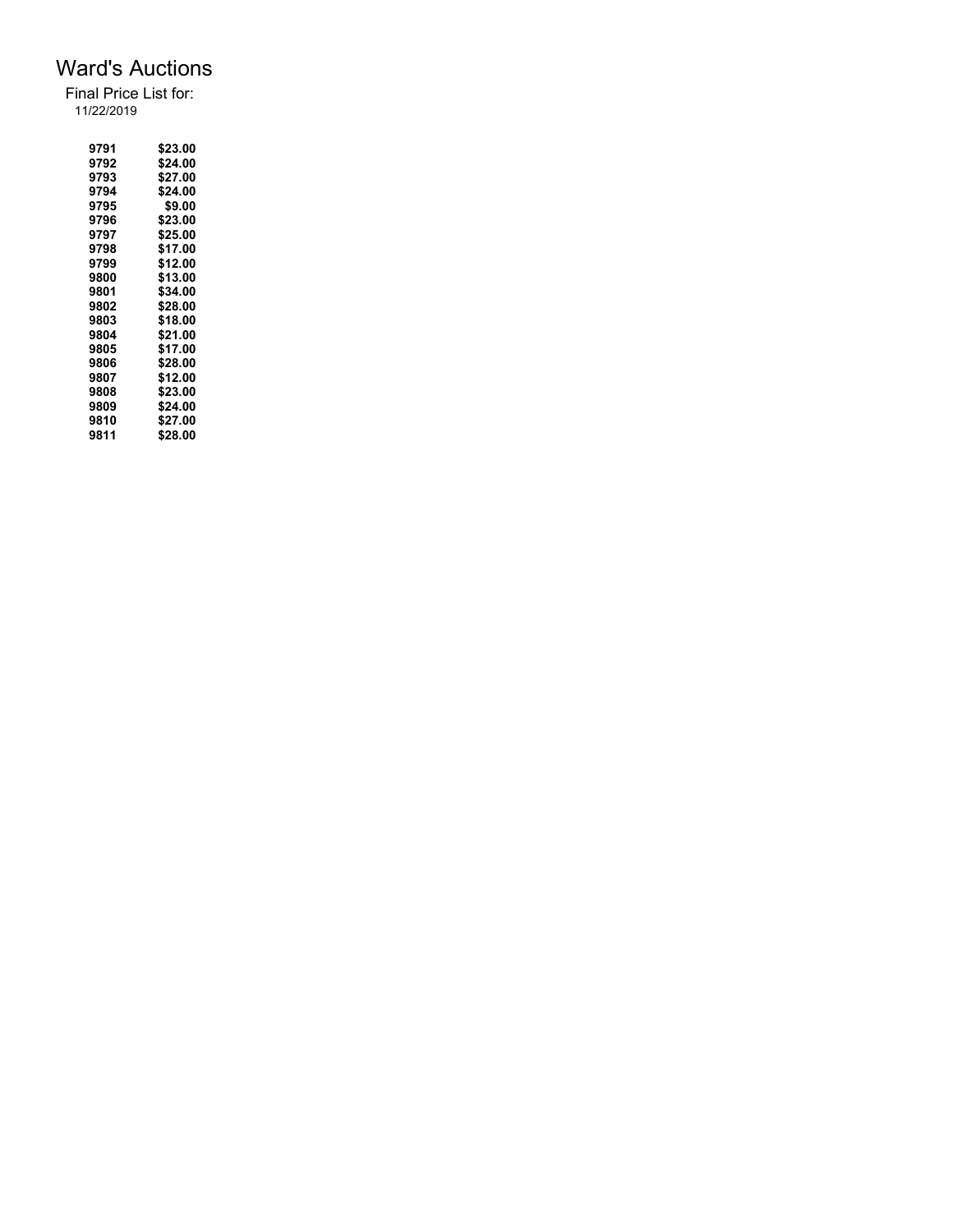# Ward's Auctions

Final Price List for:

11/22/2019

| | |
|---|---|
| **9791** | **$23.00** |
| **9792** | **$24.00** |
| **9793** | **$27.00** |
| **9794** | **$24.00** |
| **9795** | **$9.00** |
| **9796** | **$23.00** |
| **9797** | **$25.00** |
| **9798** | **$17.00** |
| **9799** | **$12.00** |
| **9800** | **$13.00** |
| **9801** | **$34.00** |
| **9802** | **$28.00** |
| **9803** | **$18.00** |
| **9804** | **$21.00** |
| **9805** | **$17.00** |
| **9806** | **$28.00** |
| **9807** | **$12.00** |
| **9808** | **$23.00** |
| **9809** | **$24.00** |
| **9810** | **$27.00** |
| **9811** | **$28.00** |